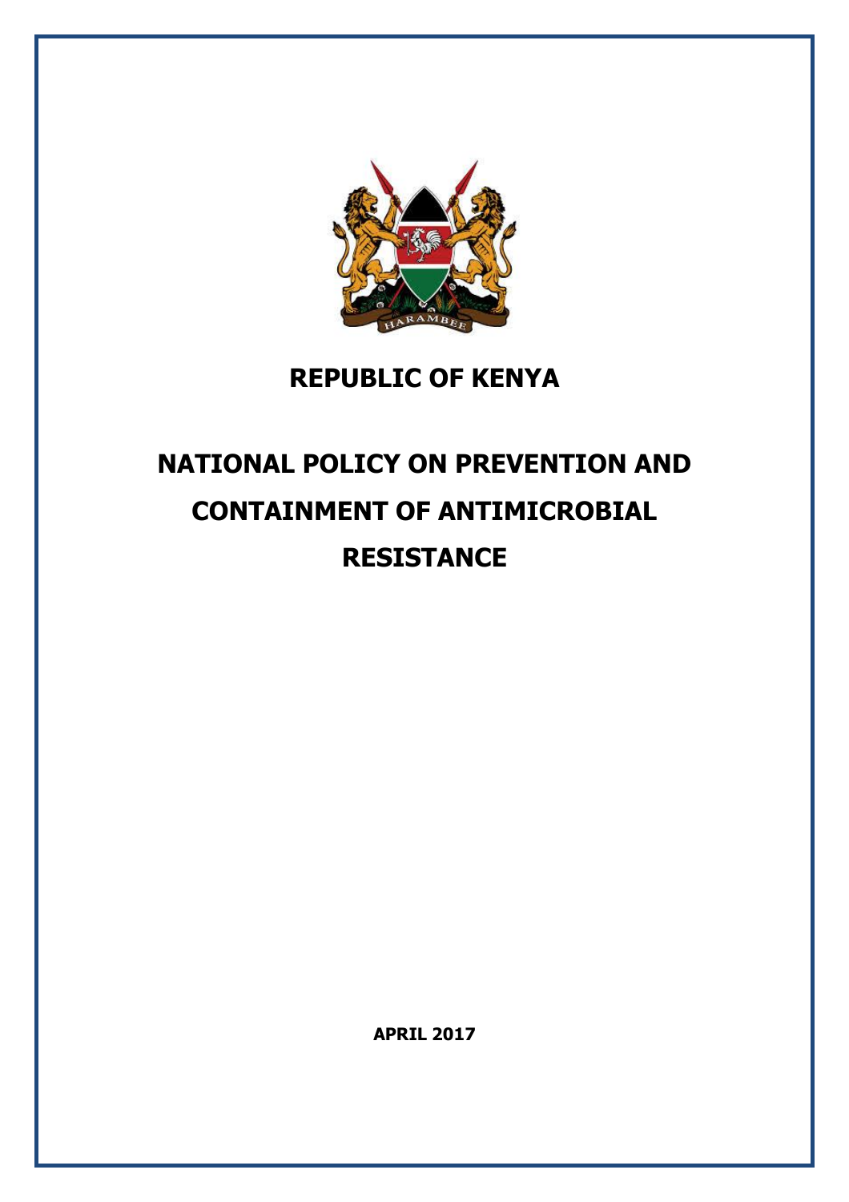# REPUBLIC OF KENYA

# NATIONAL POLICY ON PREVENTION AND CONTAINMENT OF ANTIMICROBIAL RESISTANCE

**APRIL 2017**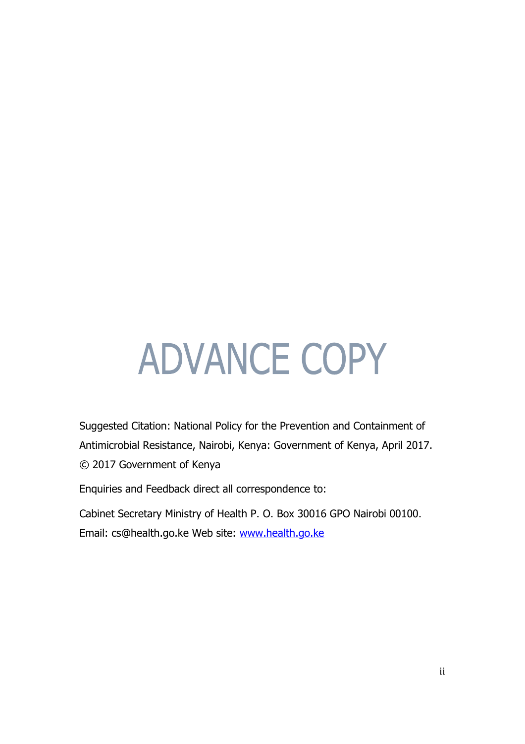# ADVANCE COPY

Suggested Citation: National Policy for the Prevention and Containment of Antimicrobial Resistance, Nairobi, Kenya: Government of Kenya, April 2017.

© 2017 Government of Kenya

Enquiries and Feedback direct all correspondence to:

Cabinet Secretary Ministry of Health P. O. Box 30016 GPO Nairobi 00100.

Email: cs@health.go.ke Web site: [www.health.go.ke](http://www.health.go.ke)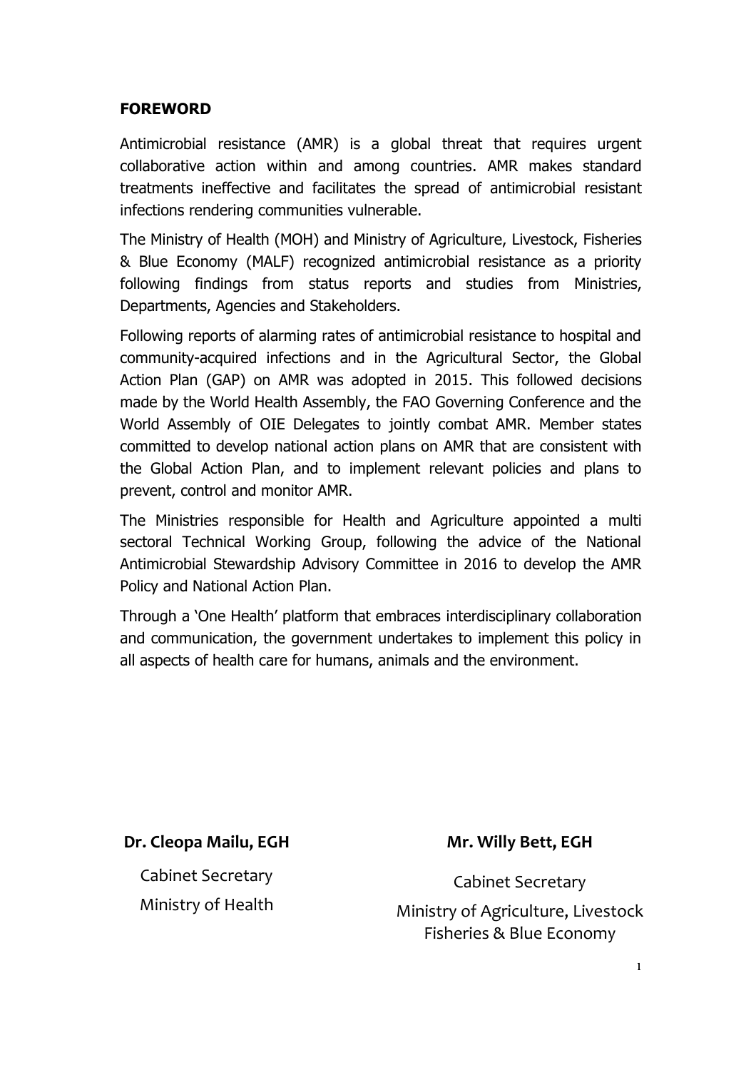## FOREWORD

Antimicrobial resistance (AMR) is a global threat that requires urgent collaborative action within and among countries. AMR makes standard treatments ineffective and facilitates the spread of antimicrobial resistant infections rendering communities vulnerable.

The Ministry of Health (MOH) and Ministry of Agriculture, Livestock, Fisheries & Blue Economy (MALF) recognized antimicrobial resistance as a priority following findings from status reports and studies from Ministries, Departments, Agencies and Stakeholders.

Following reports of alarming rates of antimicrobial resistance to hospital and community-acquired infections and in the Agricultural Sector, the Global Action Plan (GAP) on AMR was adopted in 2015. This followed decisions made by the World Health Assembly, the FAO Governing Conference and the World Assembly of OIE Delegates to jointly combat AMR. Member states committed to develop national action plans on AMR that are consistent with the Global Action Plan, and to implement relevant policies and plans to prevent, control and monitor AMR.

The Ministries responsible for Health and Agriculture appointed a multi sectoral Technical Working Group, following the advice of the National Antimicrobial Stewardship Advisory Committee in 2016 to develop the AMR Policy and National Action Plan.

Through a 'One Health' platform that embraces interdisciplinary collaboration and communication, the government undertakes to implement this policy in all aspects of health care for humans, animals and the environment.

**Dr. Cleopa Mailu, EGH**
Cabinet Secretary
Ministry of Health

**Mr. Willy Bett, EGH**
Cabinet Secretary
Ministry of Agriculture, Livestock Fisheries & Blue Economy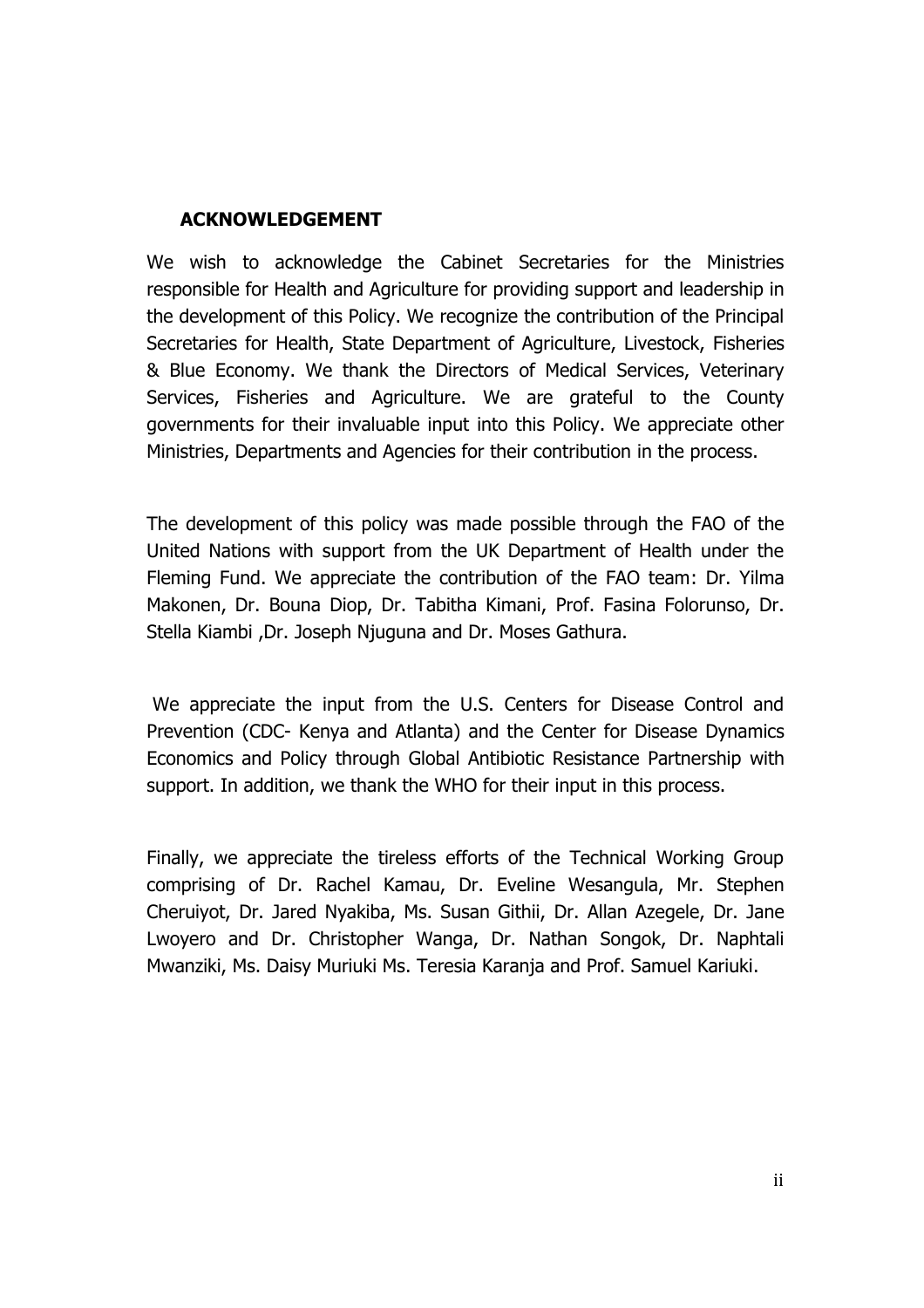## ACKNOWLEDGEMENT

We wish to acknowledge the Cabinet Secretaries for the Ministries responsible for Health and Agriculture for providing support and leadership in the development of this Policy. We recognize the contribution of the Principal Secretaries for Health, State Department of Agriculture, Livestock, Fisheries & Blue Economy. We thank the Directors of Medical Services, Veterinary Services, Fisheries and Agriculture. We are grateful to the County governments for their invaluable input into this Policy. We appreciate other Ministries, Departments and Agencies for their contribution in the process.

The development of this policy was made possible through the FAO of the United Nations with support from the UK Department of Health under the Fleming Fund. We appreciate the contribution of the FAO team: Dr. Yilma Makonen, Dr. Bouna Diop, Dr. Tabitha Kimani, Prof. Fasina Folorunso, Dr. Stella Kiambi ,Dr. Joseph Njuguna and Dr. Moses Gathura.

We appreciate the input from the U.S. Centers for Disease Control and Prevention (CDC- Kenya and Atlanta) and the Center for Disease Dynamics Economics and Policy through Global Antibiotic Resistance Partnership with support. In addition, we thank the WHO for their input in this process.

Finally, we appreciate the tireless efforts of the Technical Working Group comprising of Dr. Rachel Kamau, Dr. Eveline Wesangula, Mr. Stephen Cheruiyot, Dr. Jared Nyakiba, Ms. Susan Githii, Dr. Allan Azegele, Dr. Jane Lwoyero and Dr. Christopher Wanga, Dr. Nathan Songok, Dr. Naphtali Mwanziki, Ms. Daisy Muriuki Ms. Teresia Karanja and Prof. Samuel Kariuki.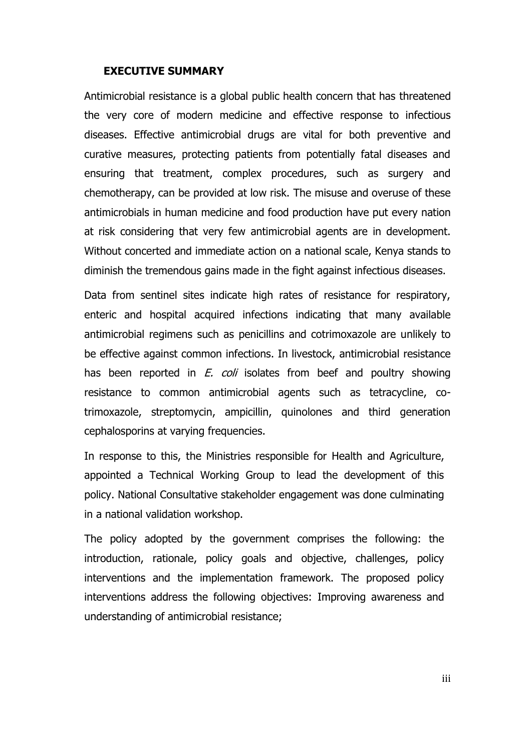## EXECUTIVE SUMMARY

Antimicrobial resistance is a global public health concern that has threatened the very core of modern medicine and effective response to infectious diseases. Effective antimicrobial drugs are vital for both preventive and curative measures, protecting patients from potentially fatal diseases and ensuring that treatment, complex procedures, such as surgery and chemotherapy, can be provided at low risk. The misuse and overuse of these antimicrobials in human medicine and food production have put every nation at risk considering that very few antimicrobial agents are in development. Without concerted and immediate action on a national scale, Kenya stands to diminish the tremendous gains made in the fight against infectious diseases.

Data from sentinel sites indicate high rates of resistance for respiratory, enteric and hospital acquired infections indicating that many available antimicrobial regimens such as penicillins and cotrimoxazole are unlikely to be effective against common infections. In livestock, antimicrobial resistance has been reported in *E. coli* isolates from beef and poultry showing resistance to common antimicrobial agents such as tetracycline, co-trimoxazole, streptomycin, ampicillin, quinolones and third generation cephalosporins at varying frequencies.

In response to this, the Ministries responsible for Health and Agriculture, appointed a Technical Working Group to lead the development of this policy. National Consultative stakeholder engagement was done culminating in a national validation workshop.

The policy adopted by the government comprises the following: the introduction, rationale, policy goals and objective, challenges, policy interventions and the implementation framework. The proposed policy interventions address the following objectives: Improving awareness and understanding of antimicrobial resistance;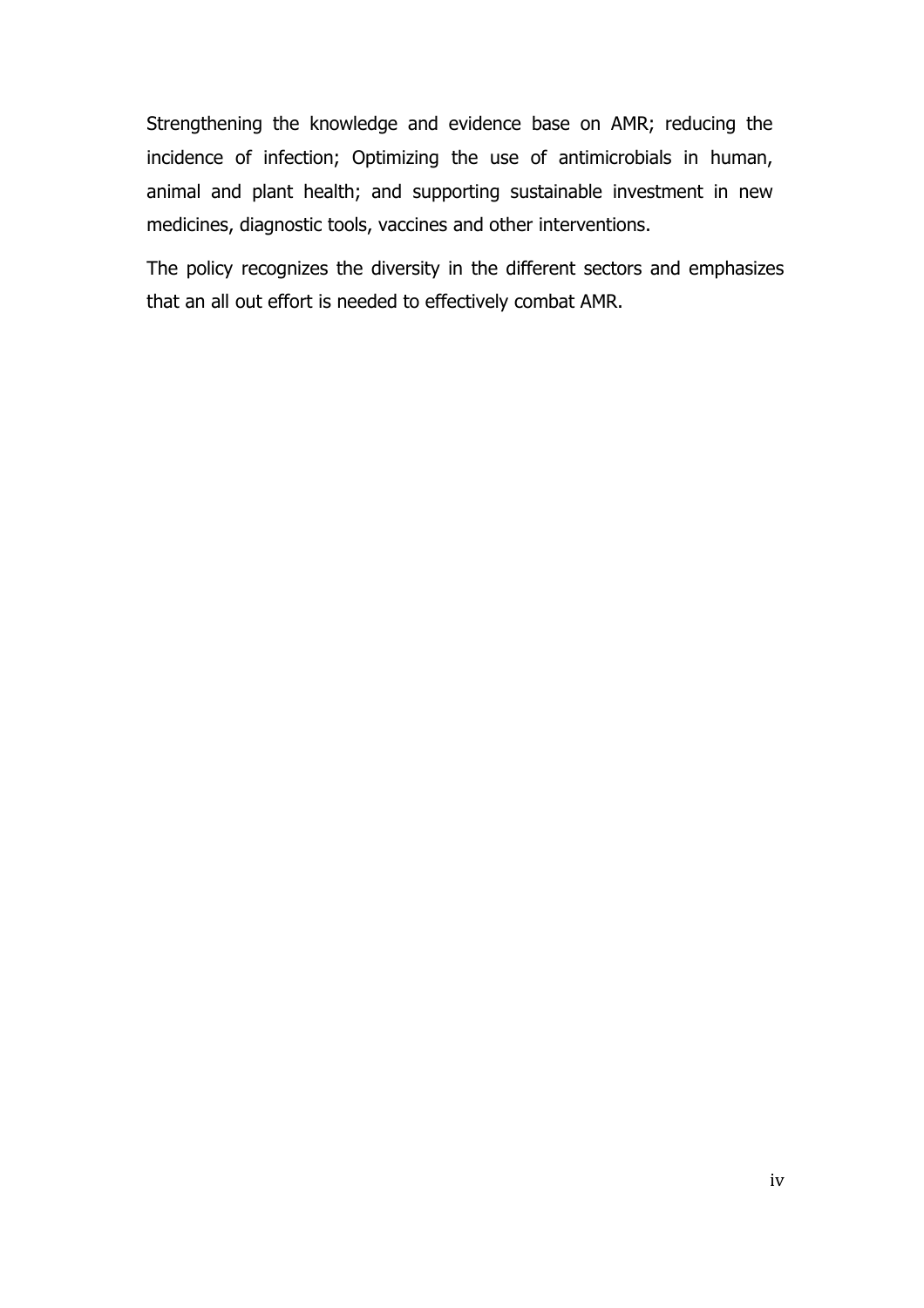Strengthening the knowledge and evidence base on AMR; reducing the incidence of infection; Optimizing the use of antimicrobials in human, animal and plant health; and supporting sustainable investment in new medicines, diagnostic tools, vaccines and other interventions.

The policy recognizes the diversity in the different sectors and emphasizes that an all out effort is needed to effectively combat AMR.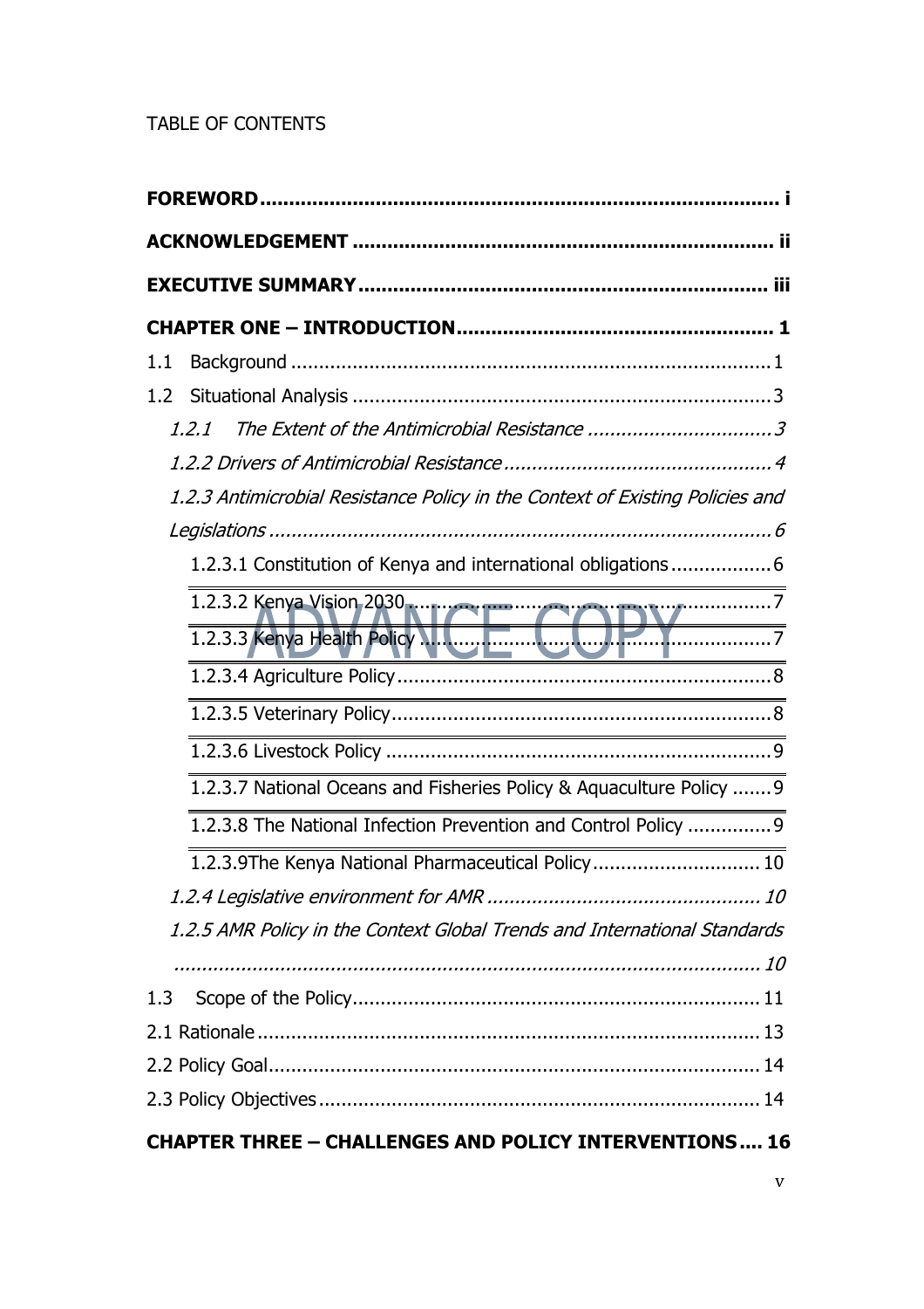TABLE OF CONTENTS

**FOREWORD** ........................................................................................ i

**ACKNOWLEDGEMENT** ........................................................................ ii

**EXECUTIVE SUMMARY** ...................................................................... iii

**CHAPTER ONE – INTRODUCTION** ....................................................... 1

1.1 Background ...................................................................................... 1

1.2 Situational Analysis ........................................................................... 3

*1.2.1 The Extent of the Antimicrobial Resistance* .................................. 3

*1.2.2 Drivers of Antimicrobial Resistance* ............................................ 4

*1.2.3 Antimicrobial Resistance Policy in the Context of Existing Policies and Legislations* ........................................................................................ 6

1.2.3.1 Constitution of Kenya and international obligations .................. 6

1.2.3.2 Kenya Vision 2030 .................................................................... 7

ADVANCE COPY

1.2.3.3 Kenya Health Policy .................................................................. 7

1.2.3.4 Agriculture Policy ...................................................................... 8

1.2.3.5 Veterinary Policy ....................................................................... 8

1.2.3.6 Livestock Policy ........................................................................ 9

1.2.3.7 National Oceans and Fisheries Policy & Aquaculture Policy ....... 9

1.2.3.8 The National Infection Prevention and Control Policy ............... 9

1.2.3.9The Kenya National Pharmaceutical Policy .............................. 10

*1.2.4 Legislative environment for AMR* ................................................ 10

*1.2.5 AMR Policy in the Context Global Trends and International Standards* ........................................................................................... 10

1.3 Scope of the Policy ........................................................................... 11

2.1 Rationale .......................................................................................... 13

2.2 Policy Goal ........................................................................................ 14

2.3 Policy Objectives ............................................................................... 14

**CHAPTER THREE – CHALLENGES AND POLICY INTERVENTIONS .... 16**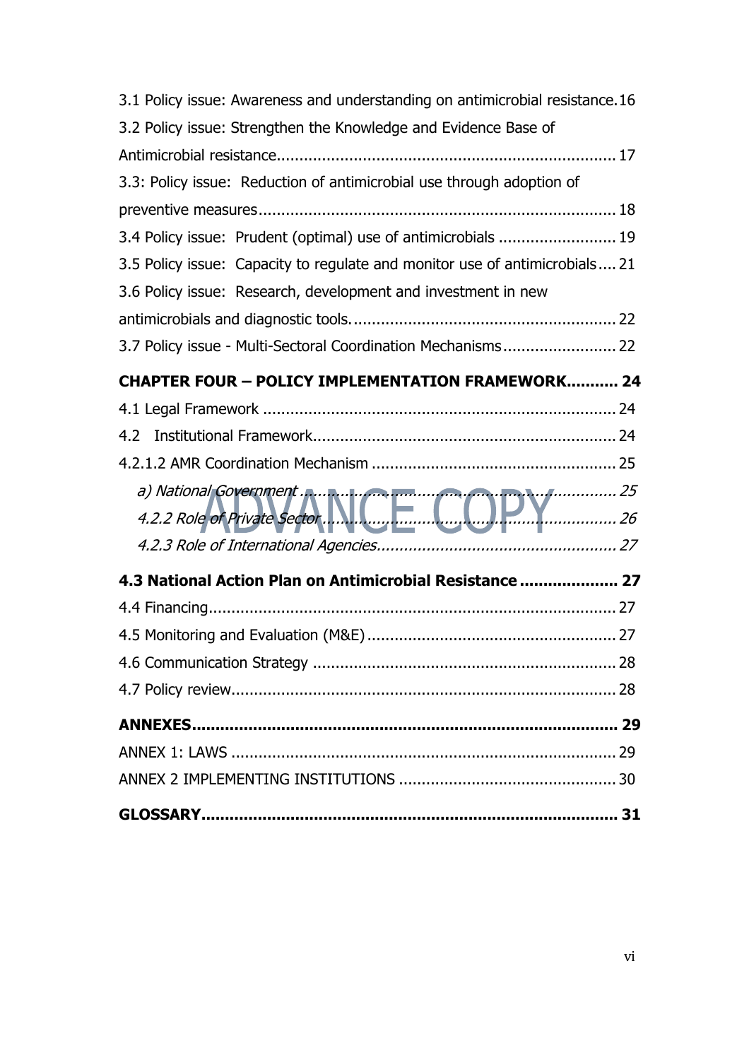3.1 Policy issue: Awareness and understanding on antimicrobial resistance.16

3.2 Policy issue: Strengthen the Knowledge and Evidence Base of Antimicrobial resistance........................................................................... 17

3.3: Policy issue: Reduction of antimicrobial use through adoption of preventive measures.............................................................................. 18

3.4 Policy issue: Prudent (optimal) use of antimicrobials .......................... 19

3.5 Policy issue: Capacity to regulate and monitor use of antimicrobials.... 21

3.6 Policy issue: Research, development and investment in new antimicrobials and diagnostic tools.......................................................... 22

3.7 Policy issue - Multi-Sectoral Coordination Mechanisms......................... 22

**CHAPTER FOUR – POLICY IMPLEMENTATION FRAMEWORK........... 24**

4.1 Legal Framework ............................................................................. 24

4.2 Institutional Framework................................................................... 24

4.2.1.2 AMR Coordination Mechanism ...................................................... 25

*a) National Government ...................................................................... 25*

*4.2.2 Role of Private Sector ................................................................... 26*

*4.2.3 Role of International Agencies..................................................... 27*

**4.3 National Action Plan on Antimicrobial Resistance ..................... 27**

4.4 Financing.......................................................................................... 27

4.5 Monitoring and Evaluation (M&E) ...................................................... 27

4.6 Communication Strategy .................................................................. 28

4.7 Policy review..................................................................................... 28

**ANNEXES......................................................................................... 29**

ANNEX 1: LAWS .................................................................................... 29

ANNEX 2 IMPLEMENTING INSTITUTIONS ................................................ 30

**GLOSSARY....................................................................................... 31**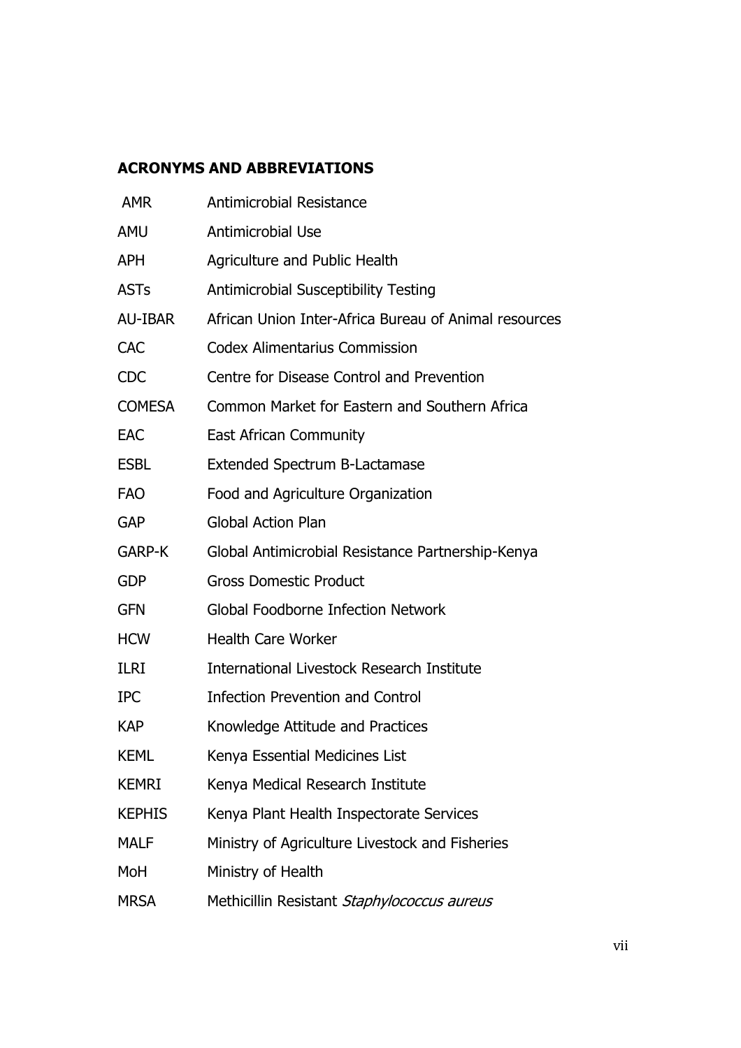## ACRONYMS AND ABBREVIATIONS

| | |
|---|---|
| AMR | Antimicrobial Resistance |
| AMU | Antimicrobial Use |
| APH | Agriculture and Public Health |
| ASTs | Antimicrobial Susceptibility Testing |
| AU-IBAR | African Union Inter-Africa Bureau of Animal resources |
| CAC | Codex Alimentarius Commission |
| CDC | Centre for Disease Control and Prevention |
| COMESA | Common Market for Eastern and Southern Africa |
| EAC | East African Community |
| ESBL | Extended Spectrum B-Lactamase |
| FAO | Food and Agriculture Organization |
| GAP | Global Action Plan |
| GARP-K | Global Antimicrobial Resistance Partnership-Kenya |
| GDP | Gross Domestic Product |
| GFN | Global Foodborne Infection Network |
| HCW | Health Care Worker |
| ILRI | International Livestock Research Institute |
| IPC | Infection Prevention and Control |
| KAP | Knowledge Attitude and Practices |
| KEML | Kenya Essential Medicines List |
| KEMRI | Kenya Medical Research Institute |
| KEPHIS | Kenya Plant Health Inspectorate Services |
| MALF | Ministry of Agriculture Livestock and Fisheries |
| MoH | Ministry of Health |
| MRSA | Methicillin Resistant *Staphylococcus aureus* |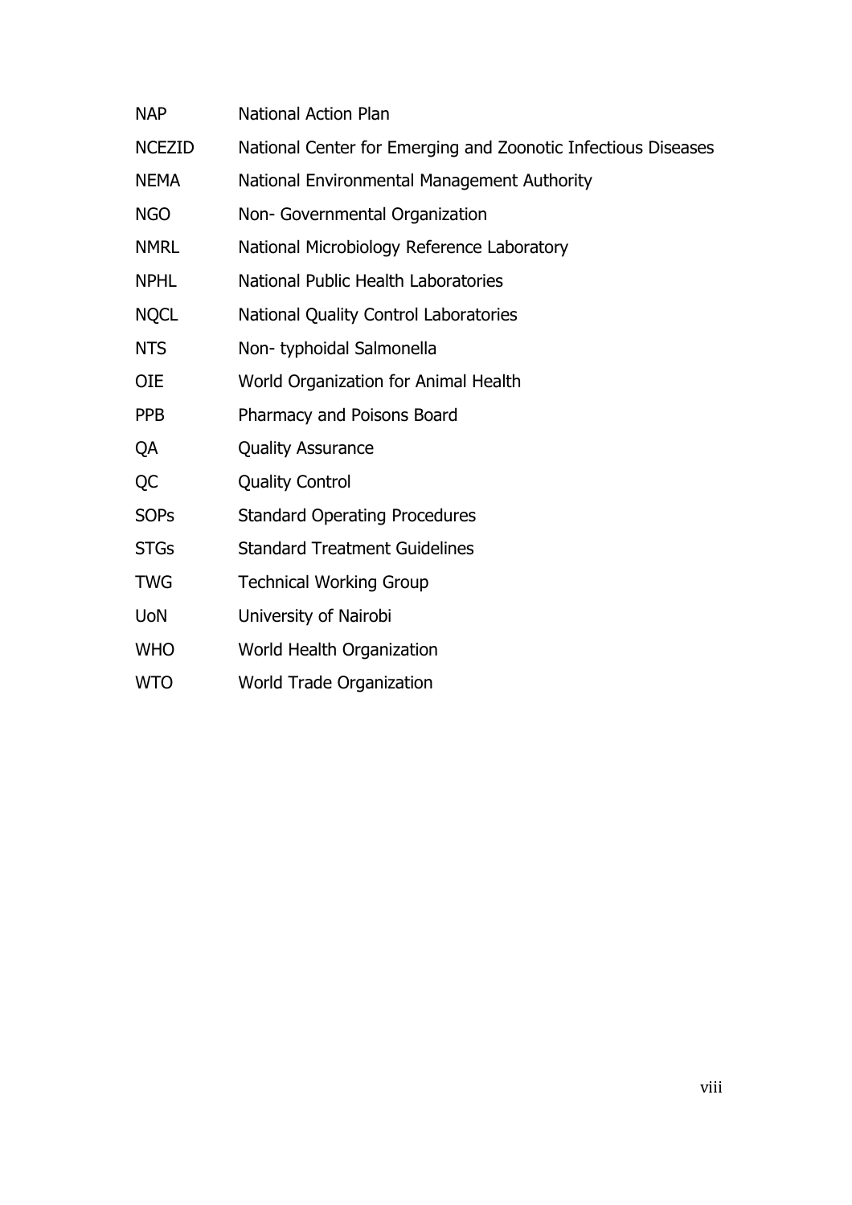| | |
|---|---|
| NAP | National Action Plan |
| NCEZID | National Center for Emerging and Zoonotic Infectious Diseases |
| NEMA | National Environmental Management Authority |
| NGO | Non- Governmental Organization |
| NMRL | National Microbiology Reference Laboratory |
| NPHL | National Public Health Laboratories |
| NQCL | National Quality Control Laboratories |
| NTS | Non- typhoidal Salmonella |
| OIE | World Organization for Animal Health |
| PPB | Pharmacy and Poisons Board |
| QA | Quality Assurance |
| QC | Quality Control |
| SOPs | Standard Operating Procedures |
| STGs | Standard Treatment Guidelines |
| TWG | Technical Working Group |
| UoN | University of Nairobi |
| WHO | World Health Organization |
| WTO | World Trade Organization |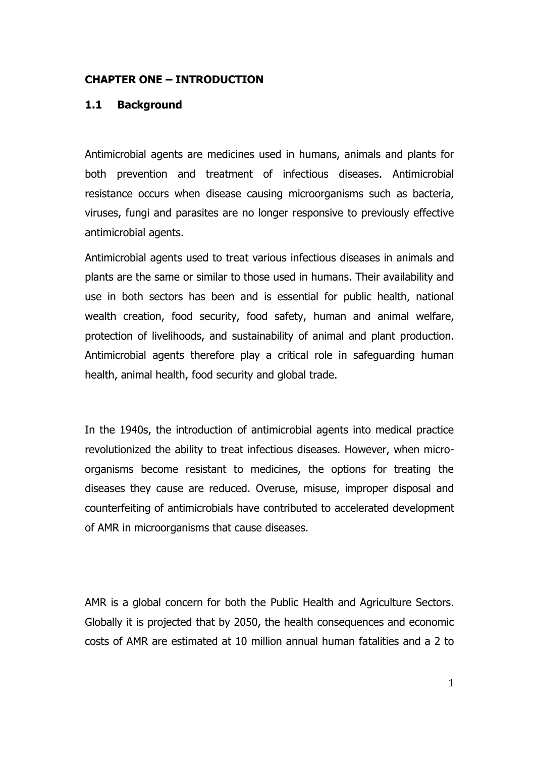## CHAPTER ONE – INTRODUCTION

### 1.1 Background

Antimicrobial agents are medicines used in humans, animals and plants for both prevention and treatment of infectious diseases. Antimicrobial resistance occurs when disease causing microorganisms such as bacteria, viruses, fungi and parasites are no longer responsive to previously effective antimicrobial agents.

Antimicrobial agents used to treat various infectious diseases in animals and plants are the same or similar to those used in humans. Their availability and use in both sectors has been and is essential for public health, national wealth creation, food security, food safety, human and animal welfare, protection of livelihoods, and sustainability of animal and plant production. Antimicrobial agents therefore play a critical role in safeguarding human health, animal health, food security and global trade.

In the 1940s, the introduction of antimicrobial agents into medical practice revolutionized the ability to treat infectious diseases. However, when micro-organisms become resistant to medicines, the options for treating the diseases they cause are reduced. Overuse, misuse, improper disposal and counterfeiting of antimicrobials have contributed to accelerated development of AMR in microorganisms that cause diseases.

AMR is a global concern for both the Public Health and Agriculture Sectors. Globally it is projected that by 2050, the health consequences and economic costs of AMR are estimated at 10 million annual human fatalities and a 2 to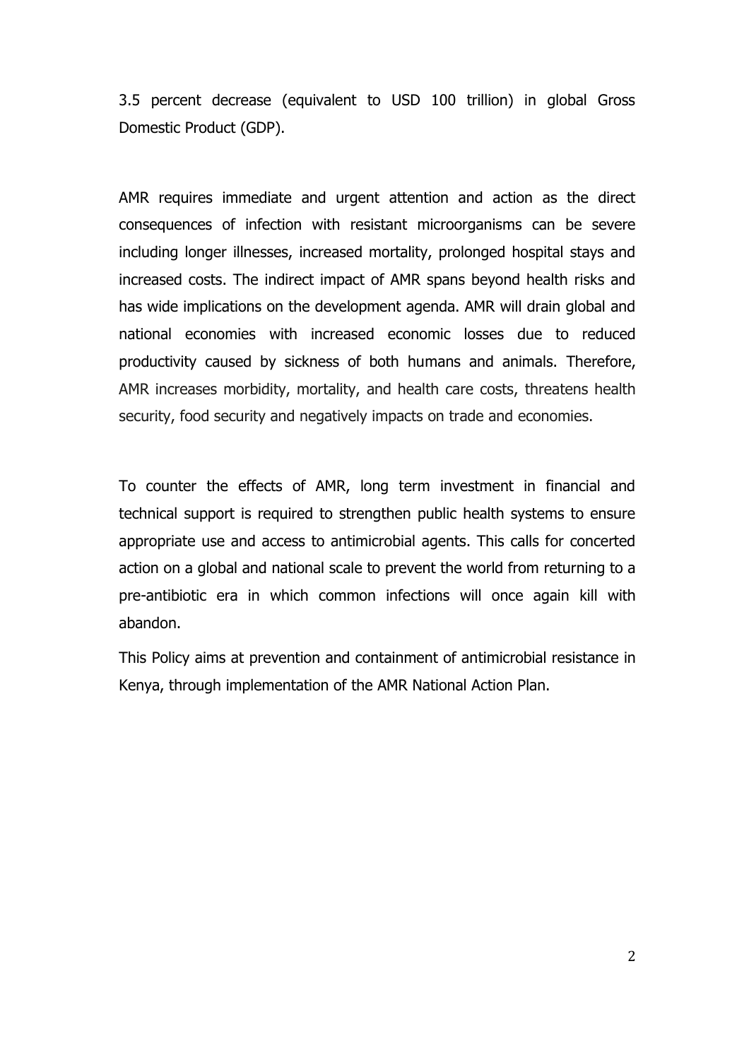3.5 percent decrease (equivalent to USD 100 trillion) in global Gross Domestic Product (GDP).

AMR requires immediate and urgent attention and action as the direct consequences of infection with resistant microorganisms can be severe including longer illnesses, increased mortality, prolonged hospital stays and increased costs. The indirect impact of AMR spans beyond health risks and has wide implications on the development agenda. AMR will drain global and national economies with increased economic losses due to reduced productivity caused by sickness of both humans and animals. Therefore, AMR increases morbidity, mortality, and health care costs, threatens health security, food security and negatively impacts on trade and economies.

To counter the effects of AMR, long term investment in financial and technical support is required to strengthen public health systems to ensure appropriate use and access to antimicrobial agents. This calls for concerted action on a global and national scale to prevent the world from returning to a pre-antibiotic era in which common infections will once again kill with abandon.

This Policy aims at prevention and containment of antimicrobial resistance in Kenya, through implementation of the AMR National Action Plan.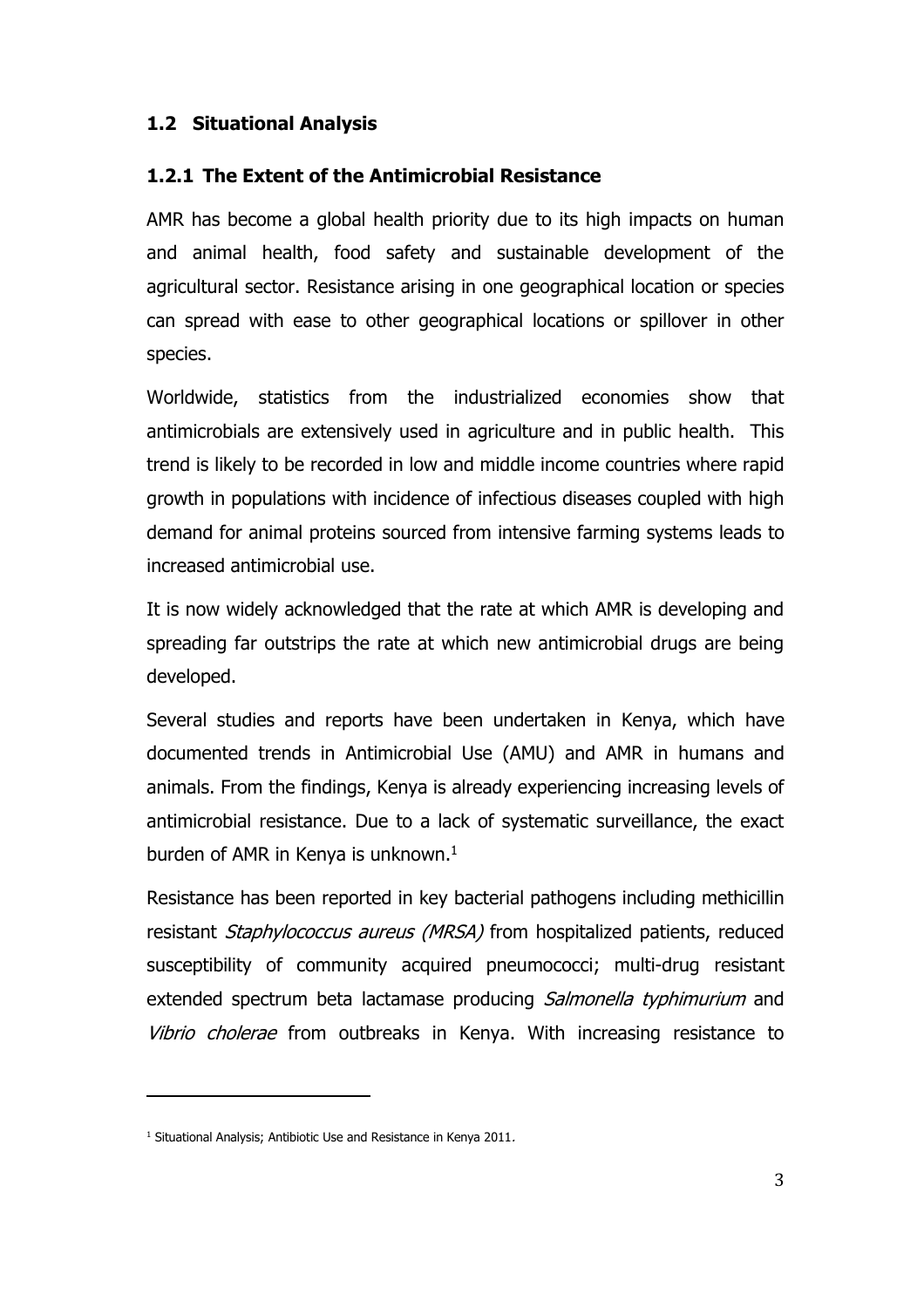## 1.2 Situational Analysis

### 1.2.1 The Extent of the Antimicrobial Resistance

AMR has become a global health priority due to its high impacts on human and animal health, food safety and sustainable development of the agricultural sector. Resistance arising in one geographical location or species can spread with ease to other geographical locations or spillover in other species.

Worldwide, statistics from the industrialized economies show that antimicrobials are extensively used in agriculture and in public health. This trend is likely to be recorded in low and middle income countries where rapid growth in populations with incidence of infectious diseases coupled with high demand for animal proteins sourced from intensive farming systems leads to increased antimicrobial use.

It is now widely acknowledged that the rate at which AMR is developing and spreading far outstrips the rate at which new antimicrobial drugs are being developed.

Several studies and reports have been undertaken in Kenya, which have documented trends in Antimicrobial Use (AMU) and AMR in humans and animals. From the findings, Kenya is already experiencing increasing levels of antimicrobial resistance. Due to a lack of systematic surveillance, the exact burden of AMR in Kenya is unknown.[1]

Resistance has been reported in key bacterial pathogens including methicillin resistant *Staphylococcus aureus (MRSA)* from hospitalized patients, reduced susceptibility of community acquired pneumococci; multi-drug resistant extended spectrum beta lactamase producing *Salmonella typhimurium* and *Vibrio cholerae* from outbreaks in Kenya. With increasing resistance to

---

[1] Situational Analysis; Antibiotic Use and Resistance in Kenya 2011.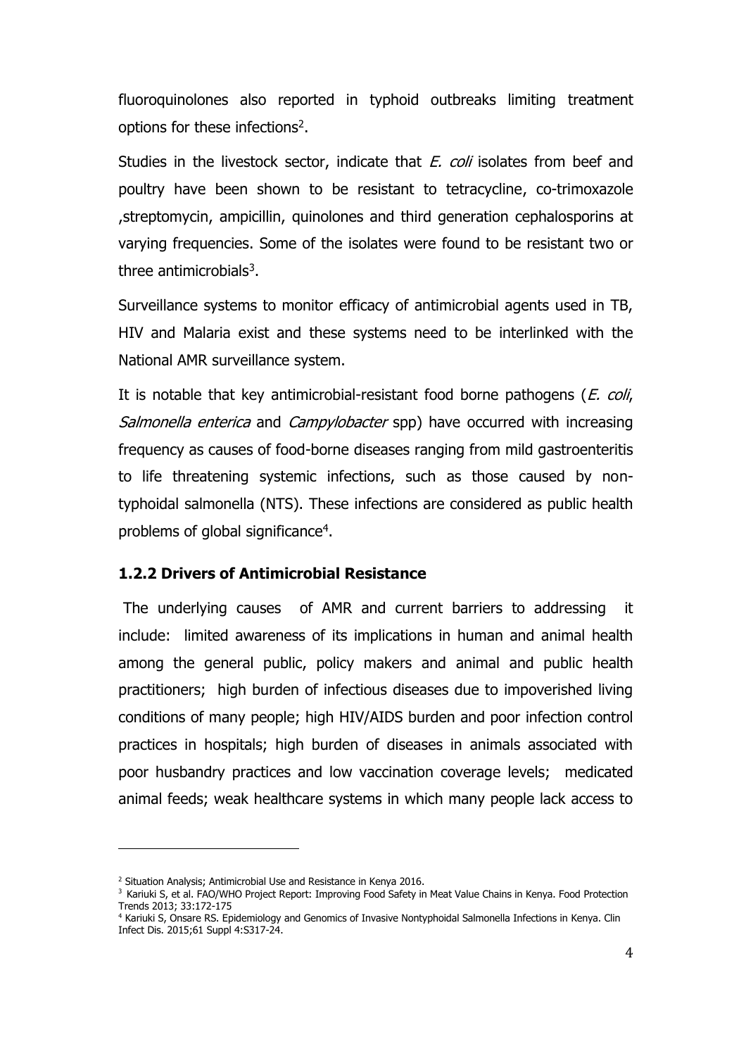fluoroquinolones also reported in typhoid outbreaks limiting treatment options for these infections[2].

Studies in the livestock sector, indicate that *E. coli* isolates from beef and poultry have been shown to be resistant to tetracycline, co-trimoxazole ,streptomycin, ampicillin, quinolones and third generation cephalosporins at varying frequencies. Some of the isolates were found to be resistant two or three antimicrobials[3].

Surveillance systems to monitor efficacy of antimicrobial agents used in TB, HIV and Malaria exist and these systems need to be interlinked with the National AMR surveillance system.

It is notable that key antimicrobial-resistant food borne pathogens (*E. coli*, *Salmonella enterica* and *Campylobacter* spp) have occurred with increasing frequency as causes of food-borne diseases ranging from mild gastroenteritis to life threatening systemic infections, such as those caused by non-typhoidal salmonella (NTS). These infections are considered as public health problems of global significance[4].

### 1.2.2 Drivers of Antimicrobial Resistance

The underlying causes of AMR and current barriers to addressing it include: limited awareness of its implications in human and animal health among the general public, policy makers and animal and public health practitioners; high burden of infectious diseases due to impoverished living conditions of many people; high HIV/AIDS burden and poor infection control practices in hospitals; high burden of diseases in animals associated with poor husbandry practices and low vaccination coverage levels; medicated animal feeds; weak healthcare systems in which many people lack access to

---

[2] Situation Analysis; Antimicrobial Use and Resistance in Kenya 2016.

[3] Kariuki S, et al. FAO/WHO Project Report: Improving Food Safety in Meat Value Chains in Kenya. Food Protection Trends 2013; 33:172-175

[4] Kariuki S, Onsare RS. Epidemiology and Genomics of Invasive Nontyphoidal Salmonella Infections in Kenya. Clin Infect Dis. 2015;61 Suppl 4:S317-24.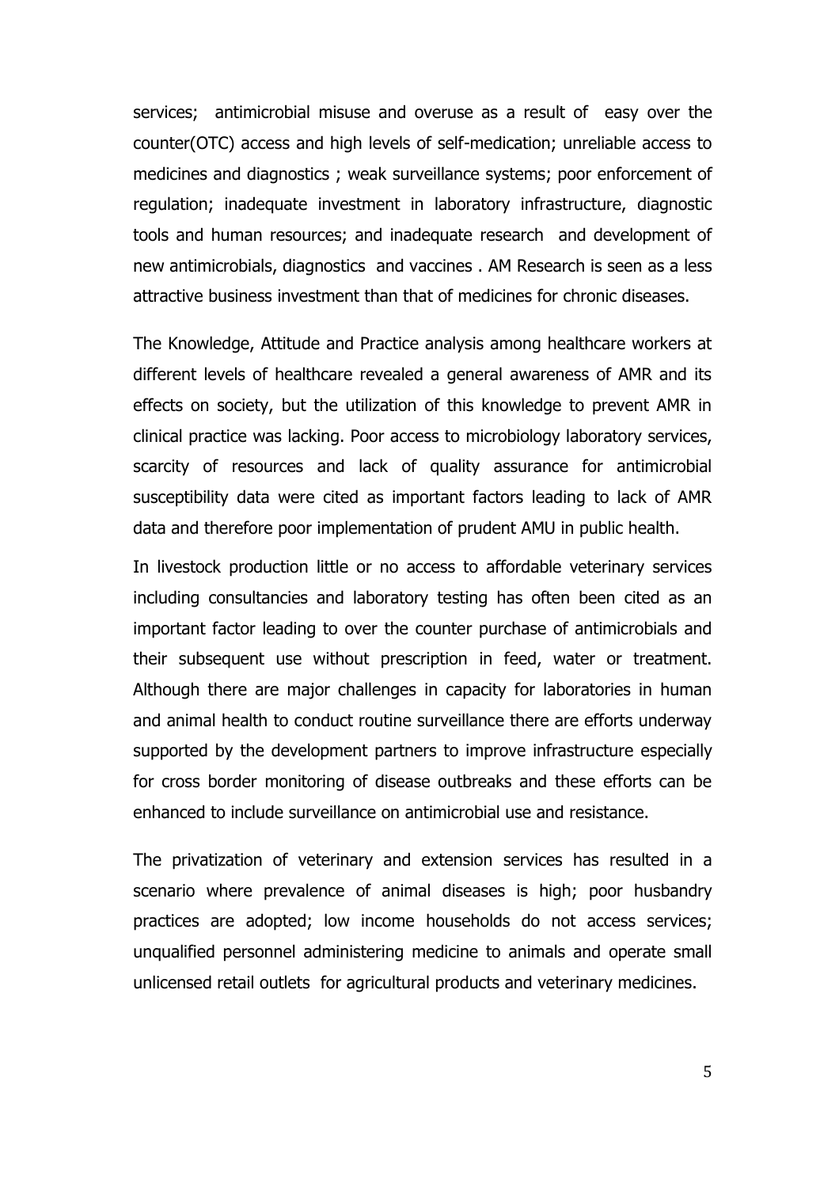services; antimicrobial misuse and overuse as a result of easy over the counter(OTC) access and high levels of self-medication; unreliable access to medicines and diagnostics ; weak surveillance systems; poor enforcement of regulation; inadequate investment in laboratory infrastructure, diagnostic tools and human resources; and inadequate research and development of new antimicrobials, diagnostics and vaccines . AM Research is seen as a less attractive business investment than that of medicines for chronic diseases.

The Knowledge, Attitude and Practice analysis among healthcare workers at different levels of healthcare revealed a general awareness of AMR and its effects on society, but the utilization of this knowledge to prevent AMR in clinical practice was lacking. Poor access to microbiology laboratory services, scarcity of resources and lack of quality assurance for antimicrobial susceptibility data were cited as important factors leading to lack of AMR data and therefore poor implementation of prudent AMU in public health.

In livestock production little or no access to affordable veterinary services including consultancies and laboratory testing has often been cited as an important factor leading to over the counter purchase of antimicrobials and their subsequent use without prescription in feed, water or treatment. Although there are major challenges in capacity for laboratories in human and animal health to conduct routine surveillance there are efforts underway supported by the development partners to improve infrastructure especially for cross border monitoring of disease outbreaks and these efforts can be enhanced to include surveillance on antimicrobial use and resistance.

The privatization of veterinary and extension services has resulted in a scenario where prevalence of animal diseases is high; poor husbandry practices are adopted; low income households do not access services; unqualified personnel administering medicine to animals and operate small unlicensed retail outlets for agricultural products and veterinary medicines.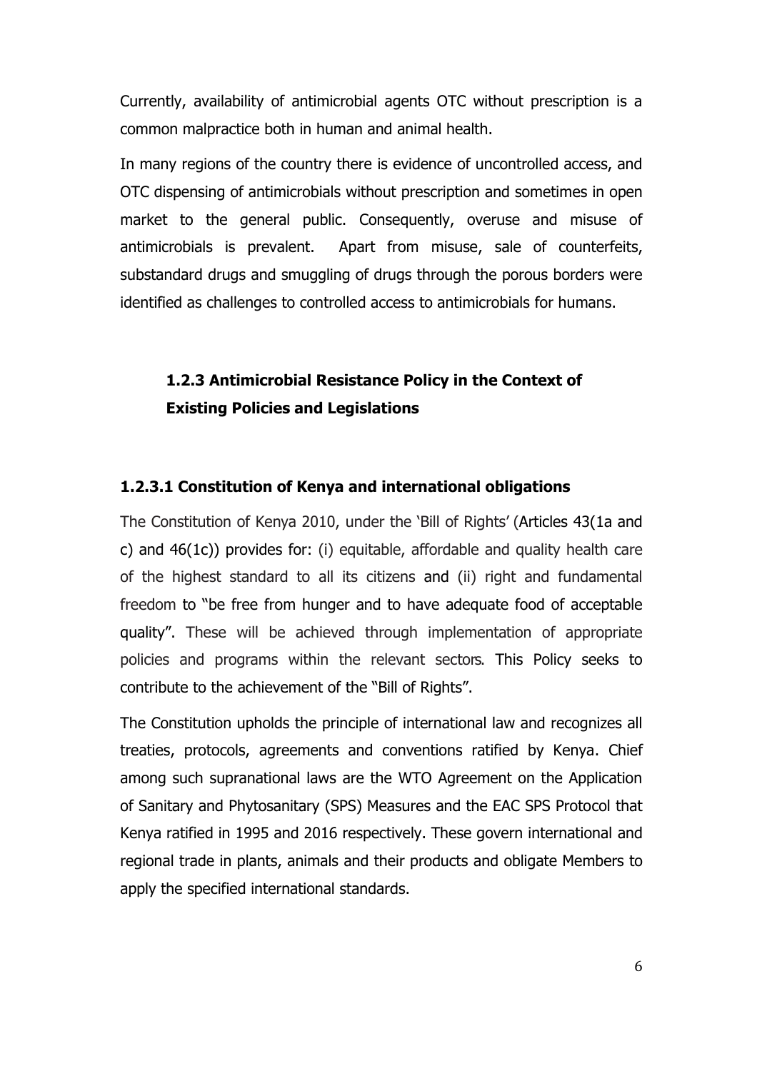Currently, availability of antimicrobial agents OTC without prescription is a common malpractice both in human and animal health.

In many regions of the country there is evidence of uncontrolled access, and OTC dispensing of antimicrobials without prescription and sometimes in open market to the general public. Consequently, overuse and misuse of antimicrobials is prevalent. Apart from misuse, sale of counterfeits, substandard drugs and smuggling of drugs through the porous borders were identified as challenges to controlled access to antimicrobials for humans.

### 1.2.3 Antimicrobial Resistance Policy in the Context of Existing Policies and Legislations

#### 1.2.3.1 Constitution of Kenya and international obligations

The Constitution of Kenya 2010, under the 'Bill of Rights' (Articles 43(1a and c) and 46(1c)) provides for: (i) equitable, affordable and quality health care of the highest standard to all its citizens and (ii) right and fundamental freedom to "be free from hunger and to have adequate food of acceptable quality". These will be achieved through implementation of appropriate policies and programs within the relevant sectors. This Policy seeks to contribute to the achievement of the "Bill of Rights".

The Constitution upholds the principle of international law and recognizes all treaties, protocols, agreements and conventions ratified by Kenya. Chief among such supranational laws are the WTO Agreement on the Application of Sanitary and Phytosanitary (SPS) Measures and the EAC SPS Protocol that Kenya ratified in 1995 and 2016 respectively. These govern international and regional trade in plants, animals and their products and obligate Members to apply the specified international standards.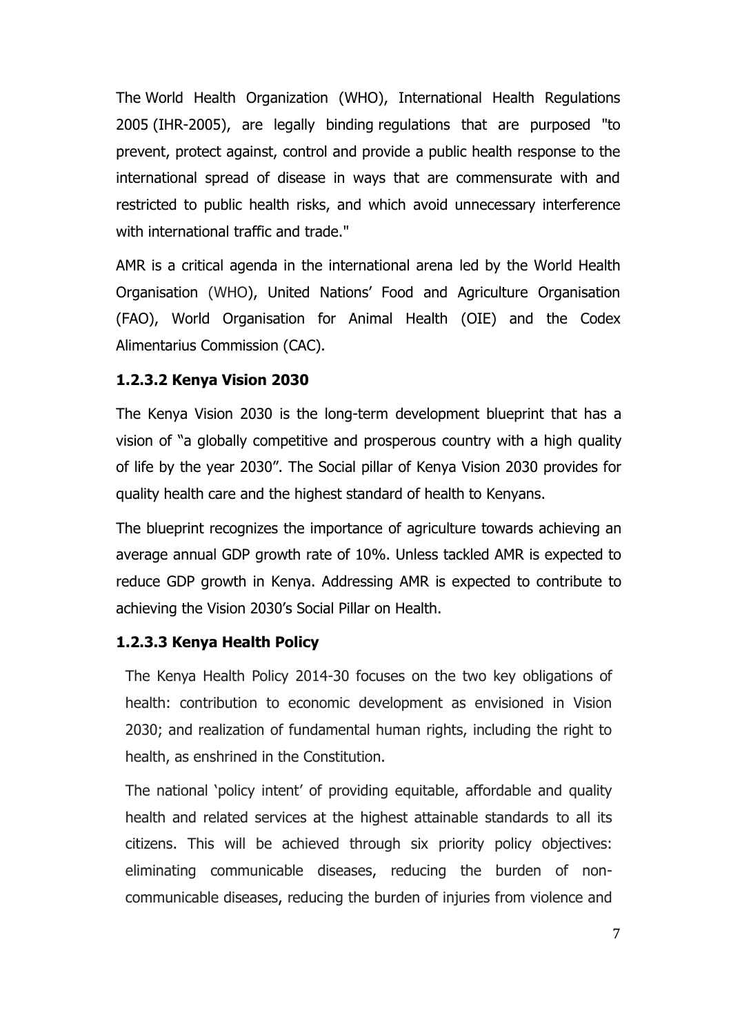The World Health Organization (WHO), International Health Regulations 2005 (IHR-2005), are legally binding regulations that are purposed "to prevent, protect against, control and provide a public health response to the international spread of disease in ways that are commensurate with and restricted to public health risks, and which avoid unnecessary interference with international traffic and trade."

AMR is a critical agenda in the international arena led by the World Health Organisation (WHO), United Nations' Food and Agriculture Organisation (FAO), World Organisation for Animal Health (OIE) and the Codex Alimentarius Commission (CAC).

#### 1.2.3.2 Kenya Vision 2030

The Kenya Vision 2030 is the long-term development blueprint that has a vision of "a globally competitive and prosperous country with a high quality of life by the year 2030". The Social pillar of Kenya Vision 2030 provides for quality health care and the highest standard of health to Kenyans.

The blueprint recognizes the importance of agriculture towards achieving an average annual GDP growth rate of 10%. Unless tackled AMR is expected to reduce GDP growth in Kenya. Addressing AMR is expected to contribute to achieving the Vision 2030's Social Pillar on Health.

#### 1.2.3.3 Kenya Health Policy

The Kenya Health Policy 2014-30 focuses on the two key obligations of health: contribution to economic development as envisioned in Vision 2030; and realization of fundamental human rights, including the right to health, as enshrined in the Constitution.

The national 'policy intent' of providing equitable, affordable and quality health and related services at the highest attainable standards to all its citizens. This will be achieved through six priority policy objectives: eliminating communicable diseases, reducing the burden of non-communicable diseases, reducing the burden of injuries from violence and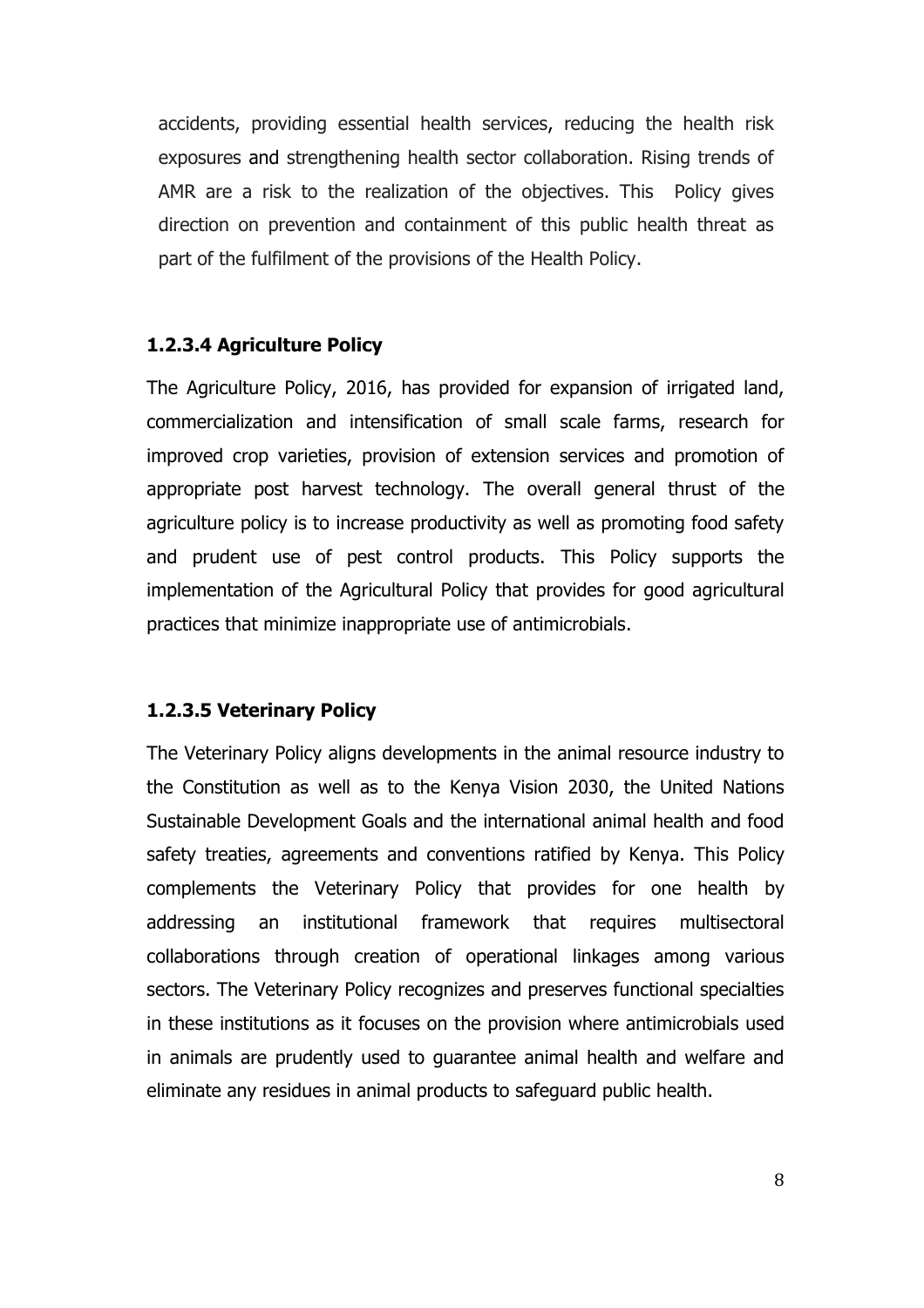accidents, providing essential health services, reducing the health risk exposures and strengthening health sector collaboration. Rising trends of AMR are a risk to the realization of the objectives. This Policy gives direction on prevention and containment of this public health threat as part of the fulfilment of the provisions of the Health Policy.

#### 1.2.3.4 Agriculture Policy

The Agriculture Policy, 2016, has provided for expansion of irrigated land, commercialization and intensification of small scale farms, research for improved crop varieties, provision of extension services and promotion of appropriate post harvest technology. The overall general thrust of the agriculture policy is to increase productivity as well as promoting food safety and prudent use of pest control products. This Policy supports the implementation of the Agricultural Policy that provides for good agricultural practices that minimize inappropriate use of antimicrobials.

#### 1.2.3.5 Veterinary Policy

The Veterinary Policy aligns developments in the animal resource industry to the Constitution as well as to the Kenya Vision 2030, the United Nations Sustainable Development Goals and the international animal health and food safety treaties, agreements and conventions ratified by Kenya. This Policy complements the Veterinary Policy that provides for one health by addressing an institutional framework that requires multisectoral collaborations through creation of operational linkages among various sectors. The Veterinary Policy recognizes and preserves functional specialties in these institutions as it focuses on the provision where antimicrobials used in animals are prudently used to guarantee animal health and welfare and eliminate any residues in animal products to safeguard public health.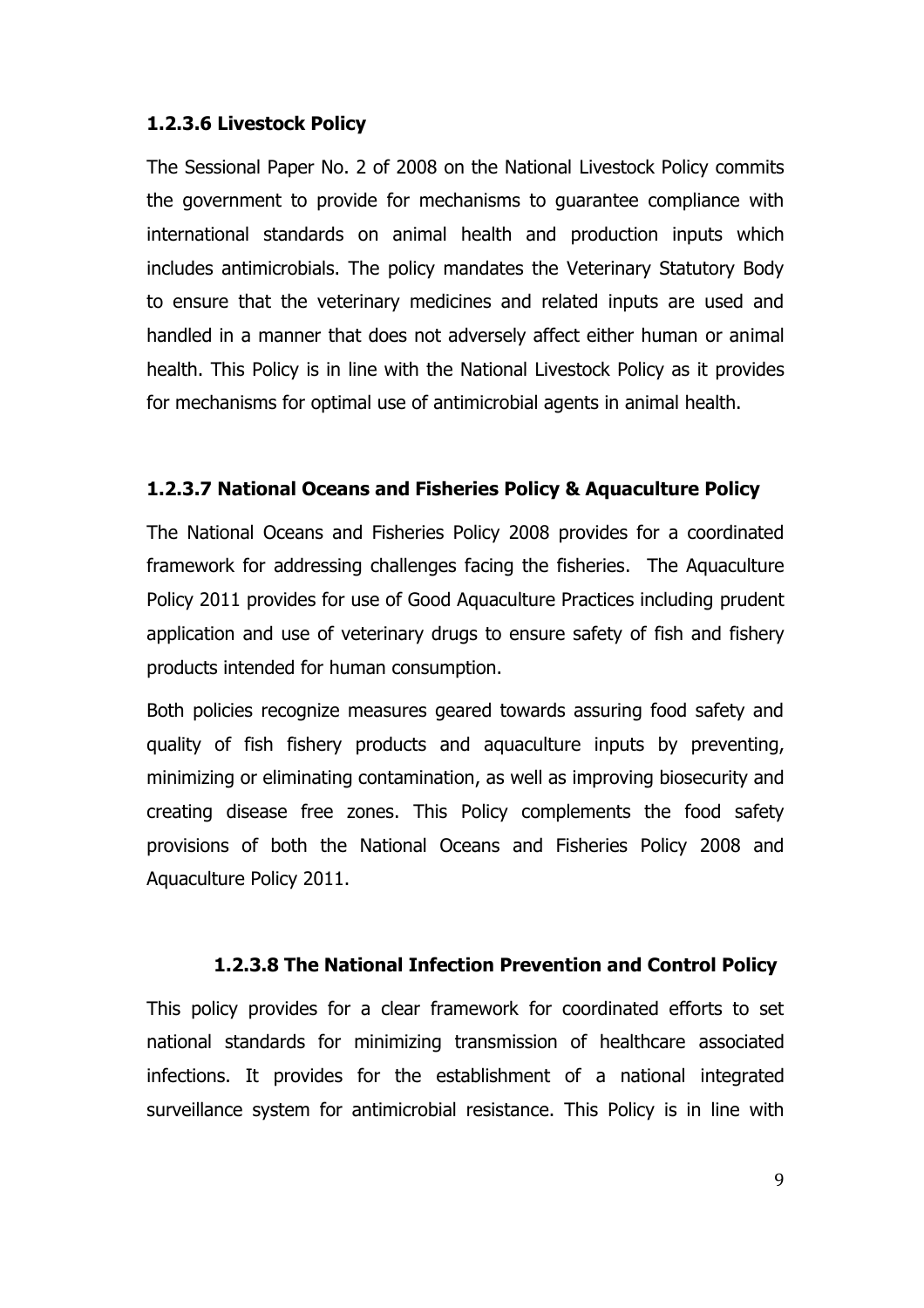#### 1.2.3.6 Livestock Policy

The Sessional Paper No. 2 of 2008 on the National Livestock Policy commits the government to provide for mechanisms to guarantee compliance with international standards on animal health and production inputs which includes antimicrobials. The policy mandates the Veterinary Statutory Body to ensure that the veterinary medicines and related inputs are used and handled in a manner that does not adversely affect either human or animal health. This Policy is in line with the National Livestock Policy as it provides for mechanisms for optimal use of antimicrobial agents in animal health.

#### 1.2.3.7 National Oceans and Fisheries Policy & Aquaculture Policy

The National Oceans and Fisheries Policy 2008 provides for a coordinated framework for addressing challenges facing the fisheries. The Aquaculture Policy 2011 provides for use of Good Aquaculture Practices including prudent application and use of veterinary drugs to ensure safety of fish and fishery products intended for human consumption.

Both policies recognize measures geared towards assuring food safety and quality of fish fishery products and aquaculture inputs by preventing, minimizing or eliminating contamination, as well as improving biosecurity and creating disease free zones. This Policy complements the food safety provisions of both the National Oceans and Fisheries Policy 2008 and Aquaculture Policy 2011.

#### 1.2.3.8 The National Infection Prevention and Control Policy

This policy provides for a clear framework for coordinated efforts to set national standards for minimizing transmission of healthcare associated infections. It provides for the establishment of a national integrated surveillance system for antimicrobial resistance. This Policy is in line with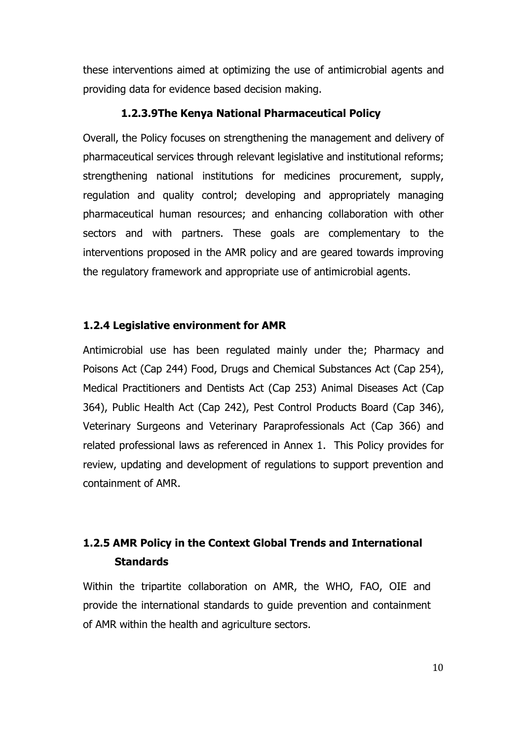these interventions aimed at optimizing the use of antimicrobial agents and providing data for evidence based decision making.

#### 1.2.3.9The Kenya National Pharmaceutical Policy

Overall, the Policy focuses on strengthening the management and delivery of pharmaceutical services through relevant legislative and institutional reforms; strengthening national institutions for medicines procurement, supply, regulation and quality control; developing and appropriately managing pharmaceutical human resources; and enhancing collaboration with other sectors and with partners. These goals are complementary to the interventions proposed in the AMR policy and are geared towards improving the regulatory framework and appropriate use of antimicrobial agents.

### 1.2.4 Legislative environment for AMR

Antimicrobial use has been regulated mainly under the; Pharmacy and Poisons Act (Cap 244) Food, Drugs and Chemical Substances Act (Cap 254), Medical Practitioners and Dentists Act (Cap 253) Animal Diseases Act (Cap 364), Public Health Act (Cap 242), Pest Control Products Board (Cap 346), Veterinary Surgeons and Veterinary Paraprofessionals Act (Cap 366) and related professional laws as referenced in Annex 1. This Policy provides for review, updating and development of regulations to support prevention and containment of AMR.

### 1.2.5 AMR Policy in the Context Global Trends and International Standards

Within the tripartite collaboration on AMR, the WHO, FAO, OIE and provide the international standards to guide prevention and containment of AMR within the health and agriculture sectors.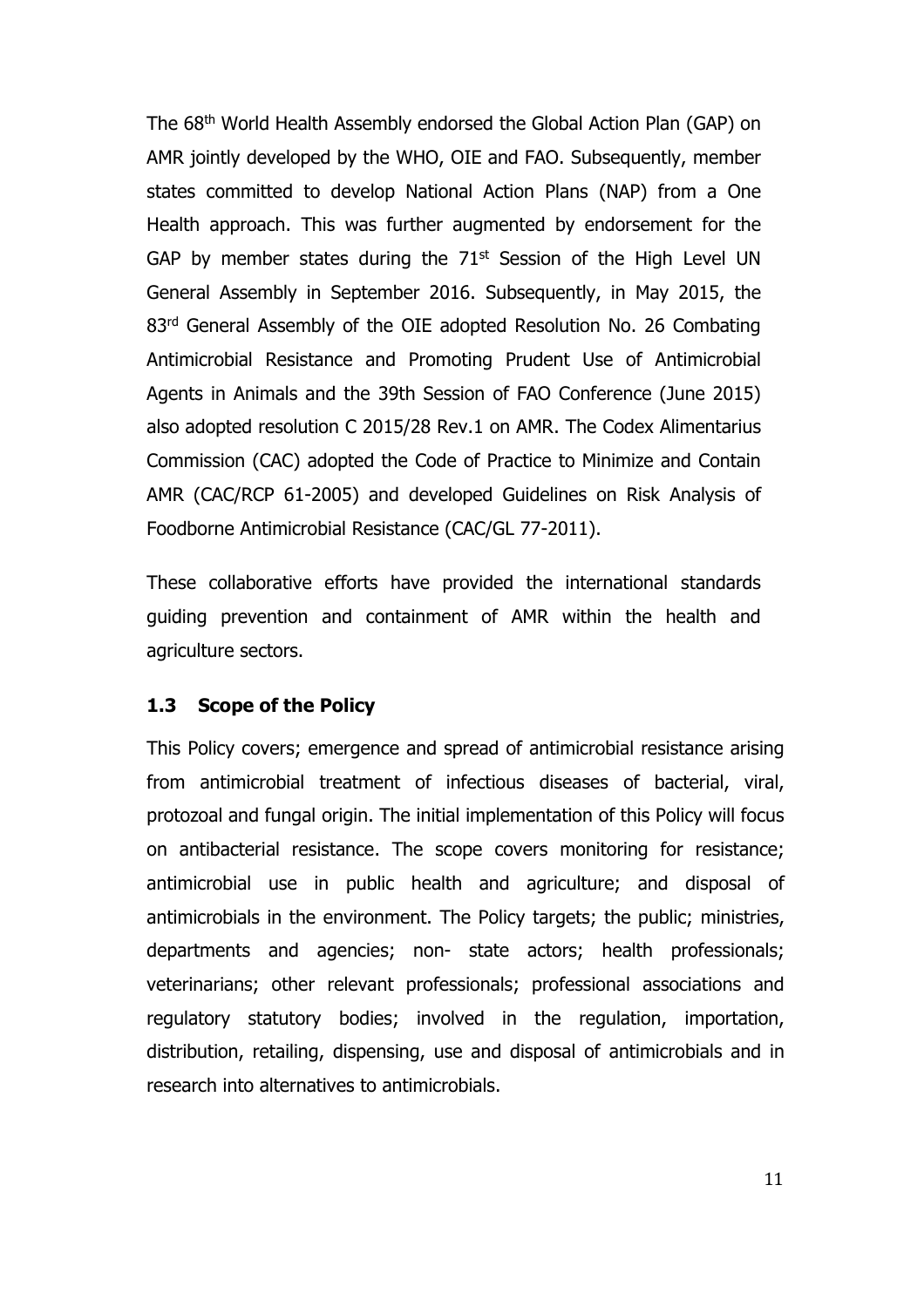The 68th World Health Assembly endorsed the Global Action Plan (GAP) on AMR jointly developed by the WHO, OIE and FAO. Subsequently, member states committed to develop National Action Plans (NAP) from a One Health approach. This was further augmented by endorsement for the GAP by member states during the 71st Session of the High Level UN General Assembly in September 2016. Subsequently, in May 2015, the 83rd General Assembly of the OIE adopted Resolution No. 26 Combating Antimicrobial Resistance and Promoting Prudent Use of Antimicrobial Agents in Animals and the 39th Session of FAO Conference (June 2015) also adopted resolution C 2015/28 Rev.1 on AMR. The Codex Alimentarius Commission (CAC) adopted the Code of Practice to Minimize and Contain AMR (CAC/RCP 61-2005) and developed Guidelines on Risk Analysis of Foodborne Antimicrobial Resistance (CAC/GL 77-2011).

These collaborative efforts have provided the international standards guiding prevention and containment of AMR within the health and agriculture sectors.

### 1.3 Scope of the Policy

This Policy covers; emergence and spread of antimicrobial resistance arising from antimicrobial treatment of infectious diseases of bacterial, viral, protozoal and fungal origin. The initial implementation of this Policy will focus on antibacterial resistance. The scope covers monitoring for resistance; antimicrobial use in public health and agriculture; and disposal of antimicrobials in the environment. The Policy targets; the public; ministries, departments and agencies; non- state actors; health professionals; veterinarians; other relevant professionals; professional associations and regulatory statutory bodies; involved in the regulation, importation, distribution, retailing, dispensing, use and disposal of antimicrobials and in research into alternatives to antimicrobials.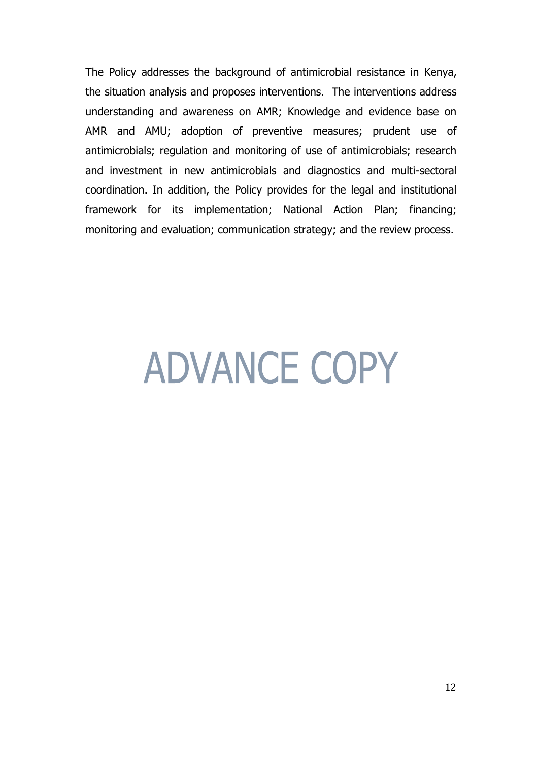The Policy addresses the background of antimicrobial resistance in Kenya, the situation analysis and proposes interventions. The interventions address understanding and awareness on AMR; Knowledge and evidence base on AMR and AMU; adoption of preventive measures; prudent use of antimicrobials; regulation and monitoring of use of antimicrobials; research and investment in new antimicrobials and diagnostics and multi-sectoral coordination. In addition, the Policy provides for the legal and institutional framework for its implementation; National Action Plan; financing; monitoring and evaluation; communication strategy; and the review process.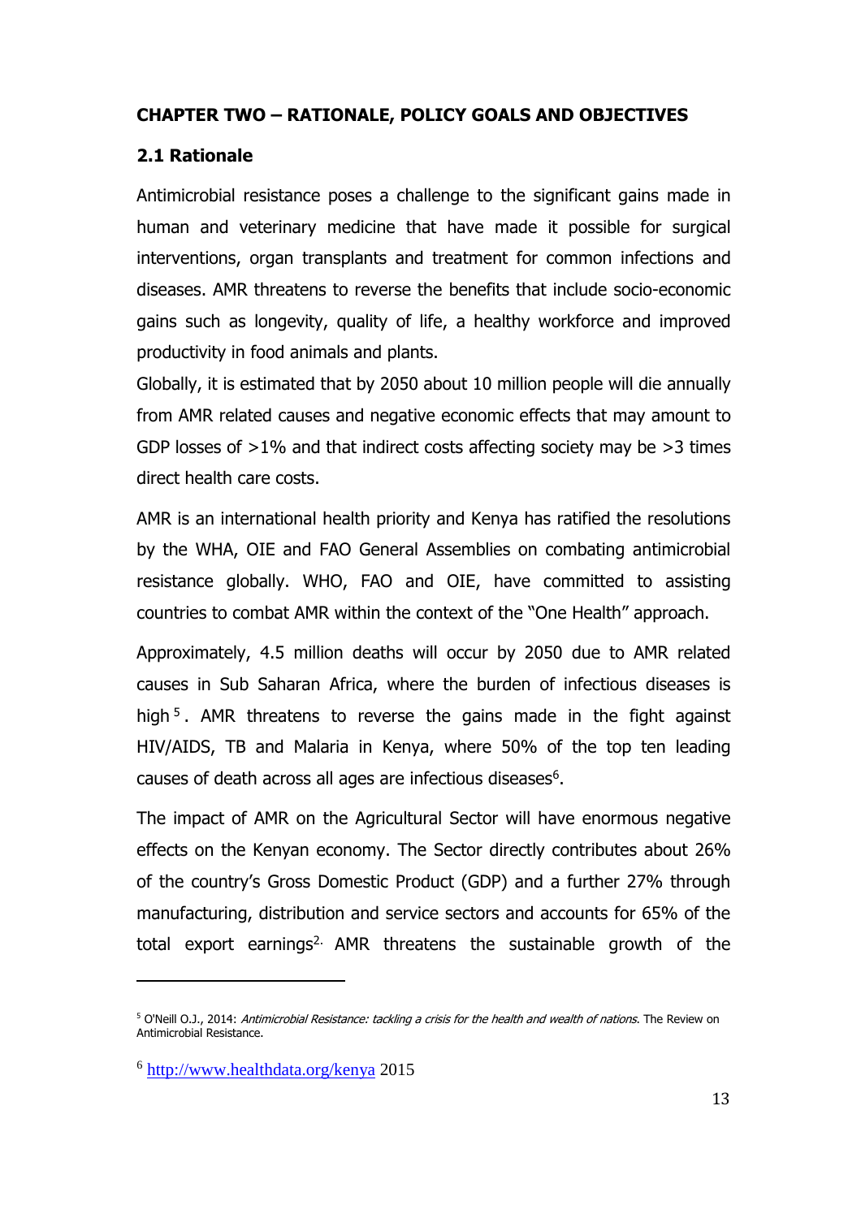**CHAPTER TWO – RATIONALE, POLICY GOALS AND OBJECTIVES**

## 2.1 Rationale

Antimicrobial resistance poses a challenge to the significant gains made in human and veterinary medicine that have made it possible for surgical interventions, organ transplants and treatment for common infections and diseases. AMR threatens to reverse the benefits that include socio-economic gains such as longevity, quality of life, a healthy workforce and improved productivity in food animals and plants.

Globally, it is estimated that by 2050 about 10 million people will die annually from AMR related causes and negative economic effects that may amount to GDP losses of >1% and that indirect costs affecting society may be >3 times direct health care costs.

AMR is an international health priority and Kenya has ratified the resolutions by the WHA, OIE and FAO General Assemblies on combating antimicrobial resistance globally. WHO, FAO and OIE, have committed to assisting countries to combat AMR within the context of the "One Health" approach.

Approximately, 4.5 million deaths will occur by 2050 due to AMR related causes in Sub Saharan Africa, where the burden of infectious diseases is high[5]. AMR threatens to reverse the gains made in the fight against HIV/AIDS, TB and Malaria in Kenya, where 50% of the top ten leading causes of death across all ages are infectious diseases[6].

The impact of AMR on the Agricultural Sector will have enormous negative effects on the Kenyan economy. The Sector directly contributes about 26% of the country's Gross Domestic Product (GDP) and a further 27% through manufacturing, distribution and service sectors and accounts for 65% of the total export earnings[2]. AMR threatens the sustainable growth of the

---

[5] O'Neill O.J., 2014: *Antimicrobial Resistance: tackling a crisis for the health and wealth of nations*. The Review on Antimicrobial Resistance.

[6] http://www.healthdata.org/kenya 2015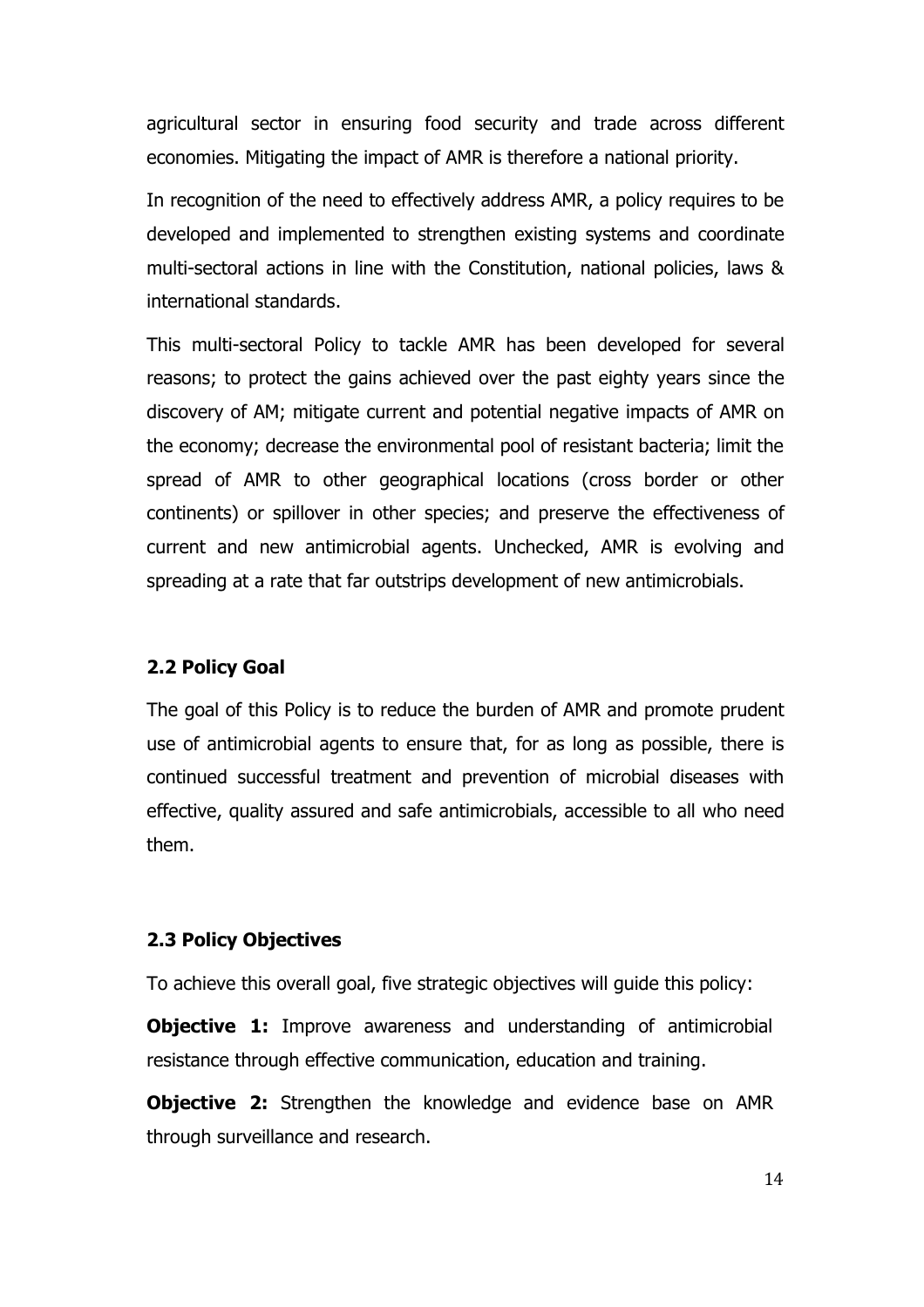agricultural sector in ensuring food security and trade across different economies. Mitigating the impact of AMR is therefore a national priority.

In recognition of the need to effectively address AMR, a policy requires to be developed and implemented to strengthen existing systems and coordinate multi-sectoral actions in line with the Constitution, national policies, laws & international standards.

This multi-sectoral Policy to tackle AMR has been developed for several reasons; to protect the gains achieved over the past eighty years since the discovery of AM; mitigate current and potential negative impacts of AMR on the economy; decrease the environmental pool of resistant bacteria; limit the spread of AMR to other geographical locations (cross border or other continents) or spillover in other species; and preserve the effectiveness of current and new antimicrobial agents. Unchecked, AMR is evolving and spreading at a rate that far outstrips development of new antimicrobials.

### 2.2 Policy Goal

The goal of this Policy is to reduce the burden of AMR and promote prudent use of antimicrobial agents to ensure that, for as long as possible, there is continued successful treatment and prevention of microbial diseases with effective, quality assured and safe antimicrobials, accessible to all who need them.

### 2.3 Policy Objectives

To achieve this overall goal, five strategic objectives will guide this policy:

**Objective 1:** Improve awareness and understanding of antimicrobial resistance through effective communication, education and training.

**Objective 2:** Strengthen the knowledge and evidence base on AMR through surveillance and research.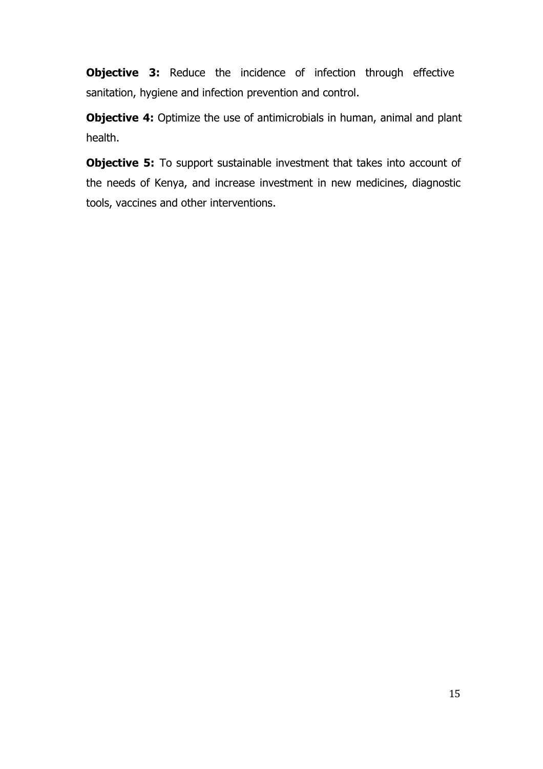**Objective 3:** Reduce the incidence of infection through effective sanitation, hygiene and infection prevention and control.

**Objective 4:** Optimize the use of antimicrobials in human, animal and plant health.

**Objective 5:** To support sustainable investment that takes into account of the needs of Kenya, and increase investment in new medicines, diagnostic tools, vaccines and other interventions.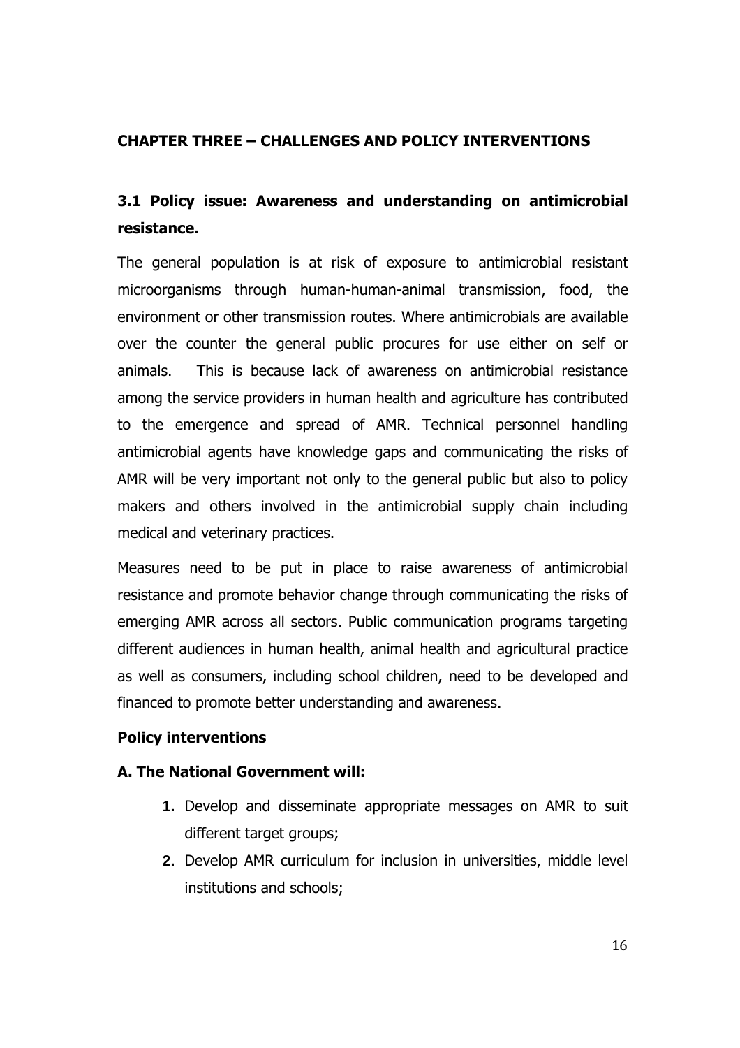# CHAPTER THREE – CHALLENGES AND POLICY INTERVENTIONS

## 3.1 Policy issue: Awareness and understanding on antimicrobial resistance.

The general population is at risk of exposure to antimicrobial resistant microorganisms through human-human-animal transmission, food, the environment or other transmission routes. Where antimicrobials are available over the counter the general public procures for use either on self or animals. This is because lack of awareness on antimicrobial resistance among the service providers in human health and agriculture has contributed to the emergence and spread of AMR. Technical personnel handling antimicrobial agents have knowledge gaps and communicating the risks of AMR will be very important not only to the general public but also to policy makers and others involved in the antimicrobial supply chain including medical and veterinary practices.

Measures need to be put in place to raise awareness of antimicrobial resistance and promote behavior change through communicating the risks of emerging AMR across all sectors. Public communication programs targeting different audiences in human health, animal health and agricultural practice as well as consumers, including school children, need to be developed and financed to promote better understanding and awareness.

**Policy interventions**

**A. The National Government will:**

1. Develop and disseminate appropriate messages on AMR to suit different target groups;
2. Develop AMR curriculum for inclusion in universities, middle level institutions and schools;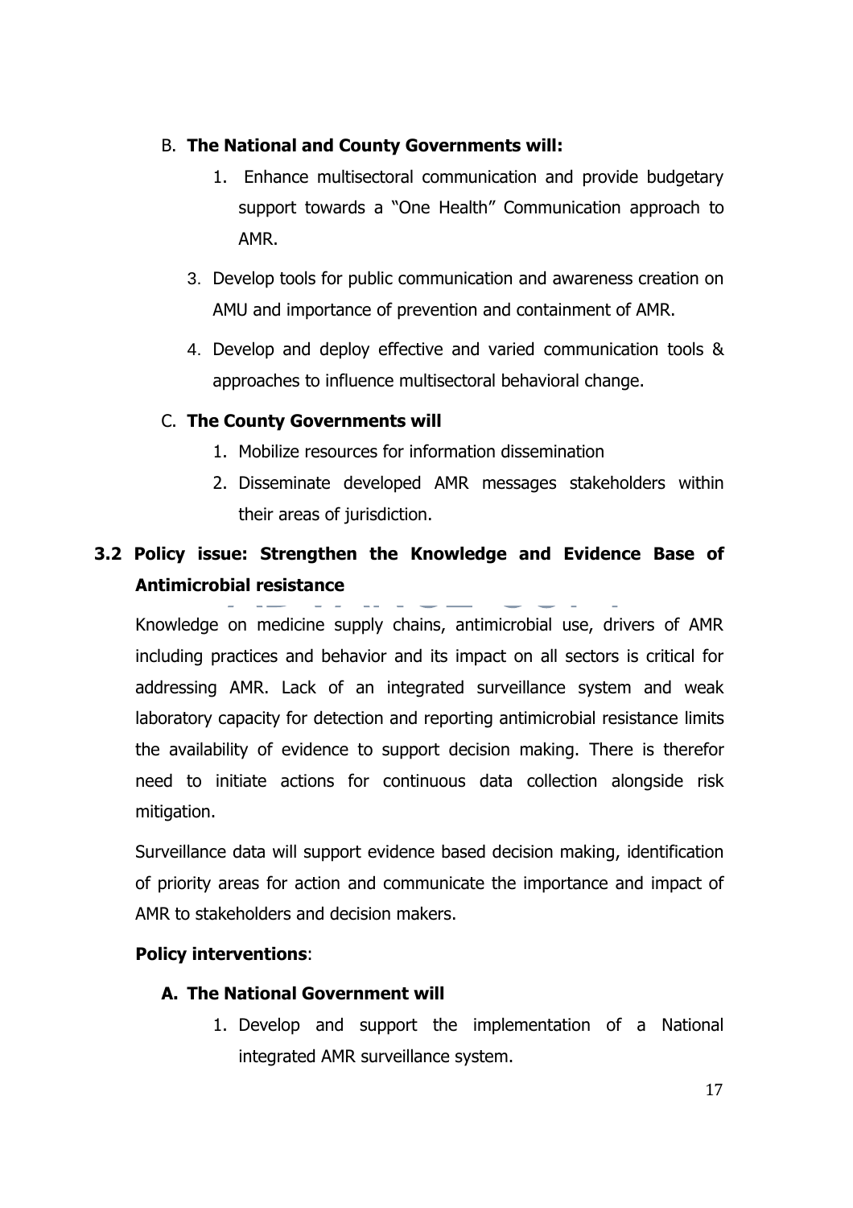B. **The National and County Governments will:**

1. Enhance multisectoral communication and provide budgetary support towards a "One Health" Communication approach to AMR.
3. Develop tools for public communication and awareness creation on AMU and importance of prevention and containment of AMR.
4. Develop and deploy effective and varied communication tools & approaches to influence multisectoral behavioral change.

C. **The County Governments will**

1. Mobilize resources for information dissemination
2. Disseminate developed AMR messages stakeholders within their areas of jurisdiction.

## 3.2 Policy issue: Strengthen the Knowledge and Evidence Base of Antimicrobial resistance

Knowledge on medicine supply chains, antimicrobial use, drivers of AMR including practices and behavior and its impact on all sectors is critical for addressing AMR. Lack of an integrated surveillance system and weak laboratory capacity for detection and reporting antimicrobial resistance limits the availability of evidence to support decision making. There is therefor need to initiate actions for continuous data collection alongside risk mitigation.

Surveillance data will support evidence based decision making, identification of priority areas for action and communicate the importance and impact of AMR to stakeholders and decision makers.

**Policy interventions**:

**A. The National Government will**

1. Develop and support the implementation of a National integrated AMR surveillance system.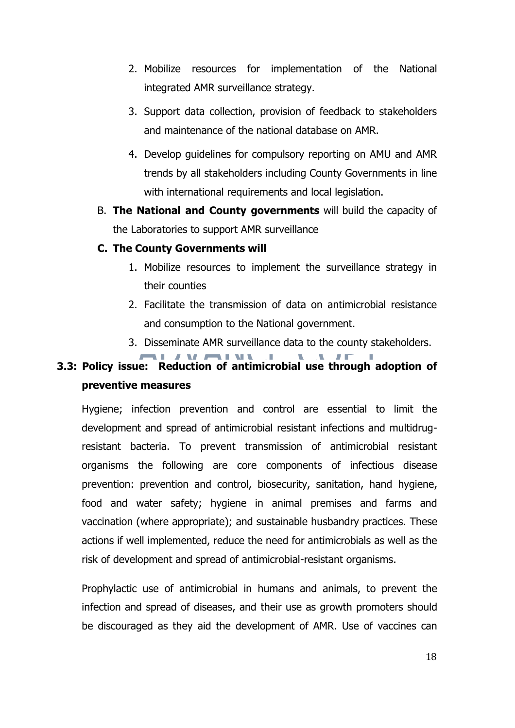2. Mobilize resources for implementation of the National integrated AMR surveillance strategy.
3. Support data collection, provision of feedback to stakeholders and maintenance of the national database on AMR.
4. Develop guidelines for compulsory reporting on AMU and AMR trends by all stakeholders including County Governments in line with international requirements and local legislation.

B. **The National and County governments** will build the capacity of the Laboratories to support AMR surveillance

**C. The County Governments will**

1. Mobilize resources to implement the surveillance strategy in their counties
2. Facilitate the transmission of data on antimicrobial resistance and consumption to the National government.
3. Disseminate AMR surveillance data to the county stakeholders.

### 3.3: Policy issue: Reduction of antimicrobial use through adoption of preventive measures

Hygiene; infection prevention and control are essential to limit the development and spread of antimicrobial resistant infections and multidrug-resistant bacteria. To prevent transmission of antimicrobial resistant organisms the following are core components of infectious disease prevention: prevention and control, biosecurity, sanitation, hand hygiene, food and water safety; hygiene in animal premises and farms and vaccination (where appropriate); and sustainable husbandry practices. These actions if well implemented, reduce the need for antimicrobials as well as the risk of development and spread of antimicrobial-resistant organisms.

Prophylactic use of antimicrobial in humans and animals, to prevent the infection and spread of diseases, and their use as growth promoters should be discouraged as they aid the development of AMR. Use of vaccines can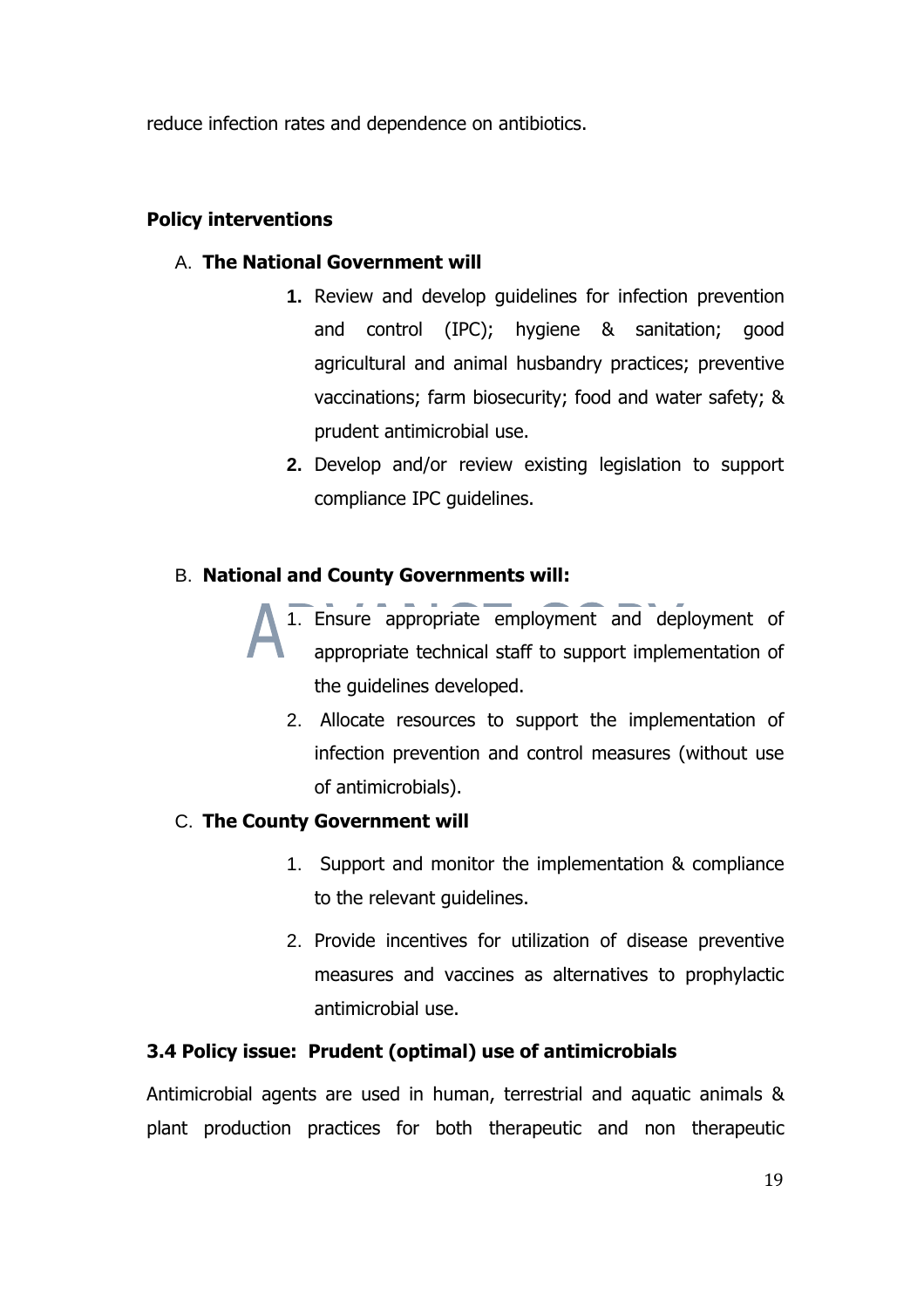reduce infection rates and dependence on antibiotics.

**Policy interventions**

A. **The National Government will**

1. Review and develop guidelines for infection prevention and control (IPC); hygiene & sanitation; good agricultural and animal husbandry practices; preventive vaccinations; farm biosecurity; food and water safety; & prudent antimicrobial use.
2. Develop and/or review existing legislation to support compliance IPC guidelines.

B. **National and County Governments will:**

1. Ensure appropriate employment and deployment of appropriate technical staff to support implementation of the guidelines developed.
2. Allocate resources to support the implementation of infection prevention and control measures (without use of antimicrobials).

C. **The County Government will**

1. Support and monitor the implementation & compliance to the relevant guidelines.
2. Provide incentives for utilization of disease preventive measures and vaccines as alternatives to prophylactic antimicrobial use.

### 3.4 Policy issue: Prudent (optimal) use of antimicrobials

Antimicrobial agents are used in human, terrestrial and aquatic animals & plant production practices for both therapeutic and non therapeutic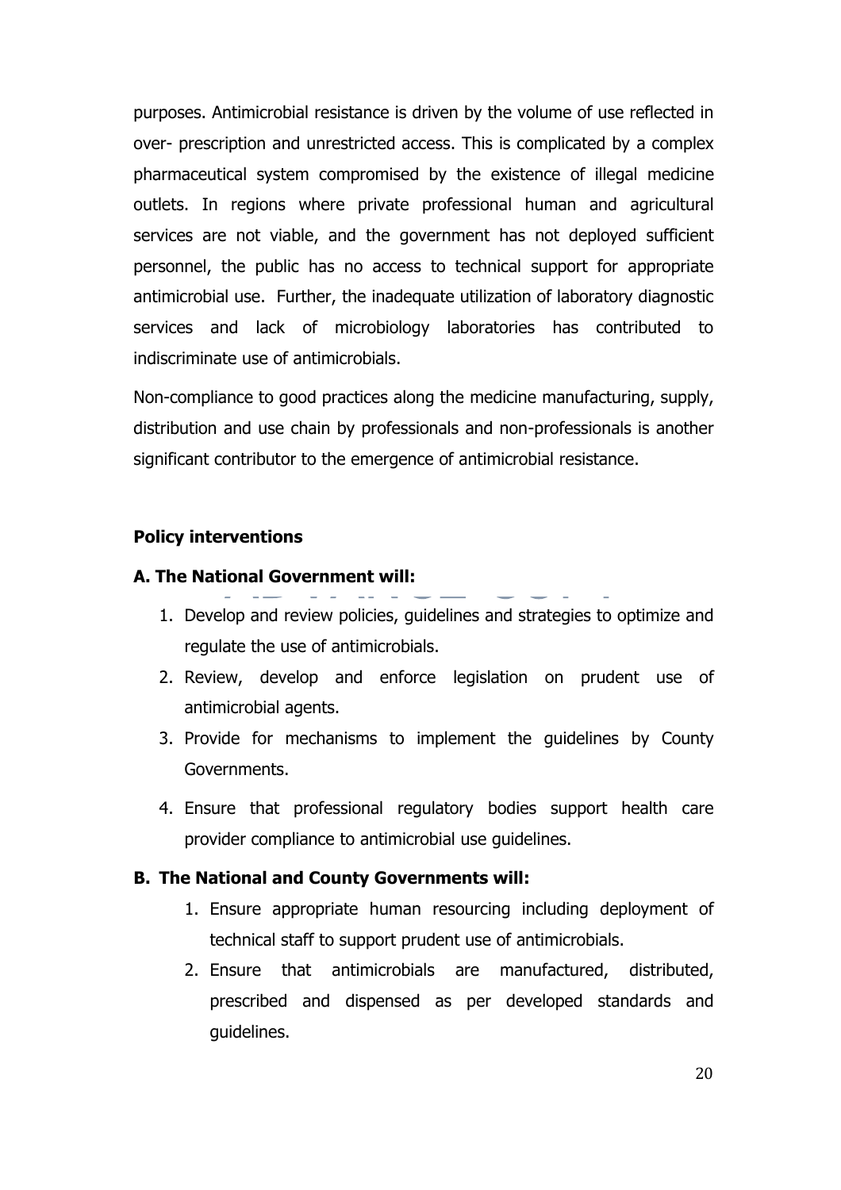purposes. Antimicrobial resistance is driven by the volume of use reflected in over- prescription and unrestricted access. This is complicated by a complex pharmaceutical system compromised by the existence of illegal medicine outlets. In regions where private professional human and agricultural services are not viable, and the government has not deployed sufficient personnel, the public has no access to technical support for appropriate antimicrobial use. Further, the inadequate utilization of laboratory diagnostic services and lack of microbiology laboratories has contributed to indiscriminate use of antimicrobials.

Non-compliance to good practices along the medicine manufacturing, supply, distribution and use chain by professionals and non-professionals is another significant contributor to the emergence of antimicrobial resistance.

**Policy interventions**

**A. The National Government will:**

1. Develop and review policies, guidelines and strategies to optimize and regulate the use of antimicrobials.
2. Review, develop and enforce legislation on prudent use of antimicrobial agents.
3. Provide for mechanisms to implement the guidelines by County Governments.
4. Ensure that professional regulatory bodies support health care provider compliance to antimicrobial use guidelines.

**B. The National and County Governments will:**

1. Ensure appropriate human resourcing including deployment of technical staff to support prudent use of antimicrobials.
2. Ensure that antimicrobials are manufactured, distributed, prescribed and dispensed as per developed standards and guidelines.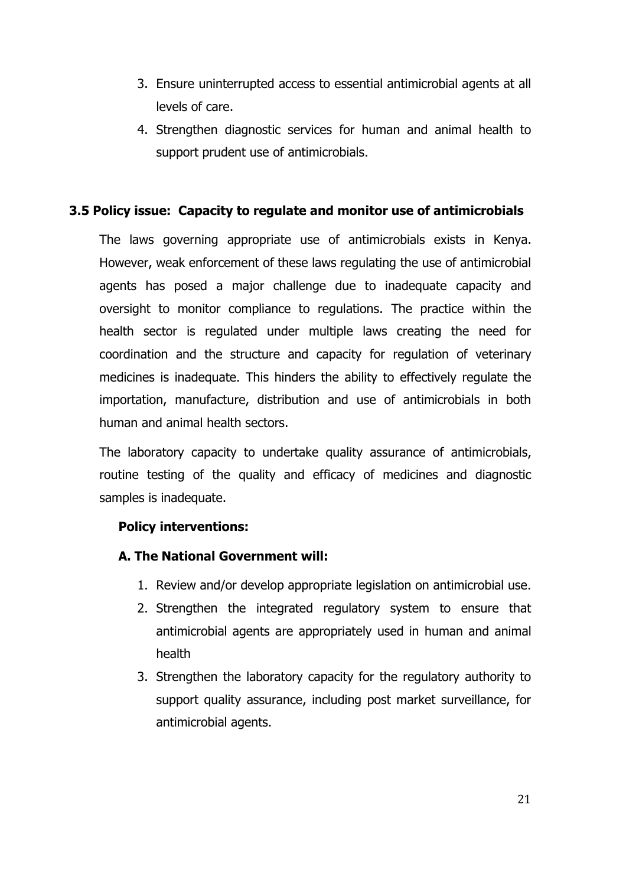3. Ensure uninterrupted access to essential antimicrobial agents at all levels of care.
4. Strengthen diagnostic services for human and animal health to support prudent use of antimicrobials.

### 3.5 Policy issue: Capacity to regulate and monitor use of antimicrobials

The laws governing appropriate use of antimicrobials exists in Kenya. However, weak enforcement of these laws regulating the use of antimicrobial agents has posed a major challenge due to inadequate capacity and oversight to monitor compliance to regulations. The practice within the health sector is regulated under multiple laws creating the need for coordination and the structure and capacity for regulation of veterinary medicines is inadequate. This hinders the ability to effectively regulate the importation, manufacture, distribution and use of antimicrobials in both human and animal health sectors.

The laboratory capacity to undertake quality assurance of antimicrobials, routine testing of the quality and efficacy of medicines and diagnostic samples is inadequate.

**Policy interventions:**

**A. The National Government will:**

1. Review and/or develop appropriate legislation on antimicrobial use.
2. Strengthen the integrated regulatory system to ensure that antimicrobial agents are appropriately used in human and animal health
3. Strengthen the laboratory capacity for the regulatory authority to support quality assurance, including post market surveillance, for antimicrobial agents.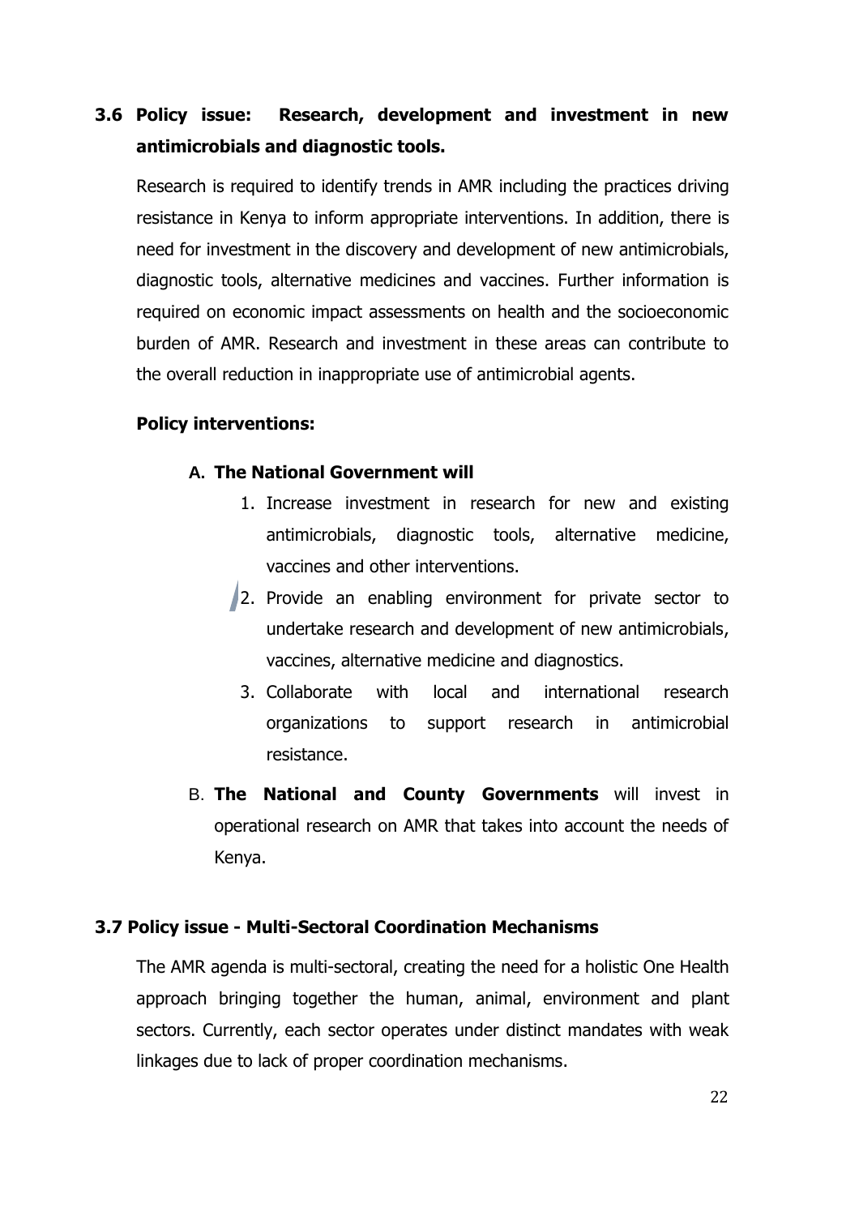## 3.6 Policy issue: Research, development and investment in new antimicrobials and diagnostic tools.

Research is required to identify trends in AMR including the practices driving resistance in Kenya to inform appropriate interventions. In addition, there is need for investment in the discovery and development of new antimicrobials, diagnostic tools, alternative medicines and vaccines. Further information is required on economic impact assessments on health and the socioeconomic burden of AMR. Research and investment in these areas can contribute to the overall reduction in inappropriate use of antimicrobial agents.

**Policy interventions:**

A. **The National Government will**

1. Increase investment in research for new and existing antimicrobials, diagnostic tools, alternative medicine, vaccines and other interventions.
2. Provide an enabling environment for private sector to undertake research and development of new antimicrobials, vaccines, alternative medicine and diagnostics.
3. Collaborate with local and international research organizations to support research in antimicrobial resistance.

B. **The National and County Governments** will invest in operational research on AMR that takes into account the needs of Kenya.

## 3.7 Policy issue - Multi-Sectoral Coordination Mechanisms

The AMR agenda is multi-sectoral, creating the need for a holistic One Health approach bringing together the human, animal, environment and plant sectors. Currently, each sector operates under distinct mandates with weak linkages due to lack of proper coordination mechanisms.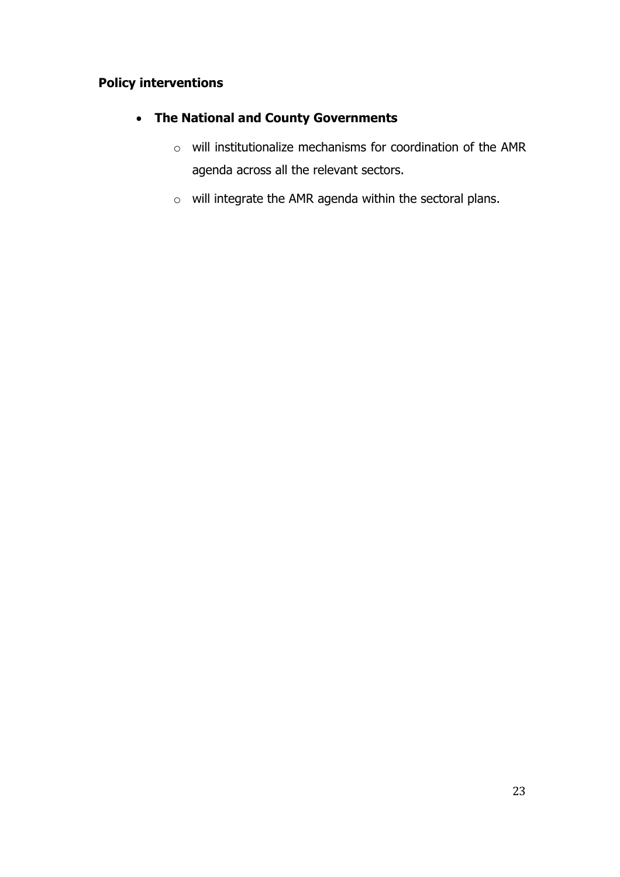**Policy interventions**

- **The National and County Governments**
  - will institutionalize mechanisms for coordination of the AMR agenda across all the relevant sectors.
  - will integrate the AMR agenda within the sectoral plans.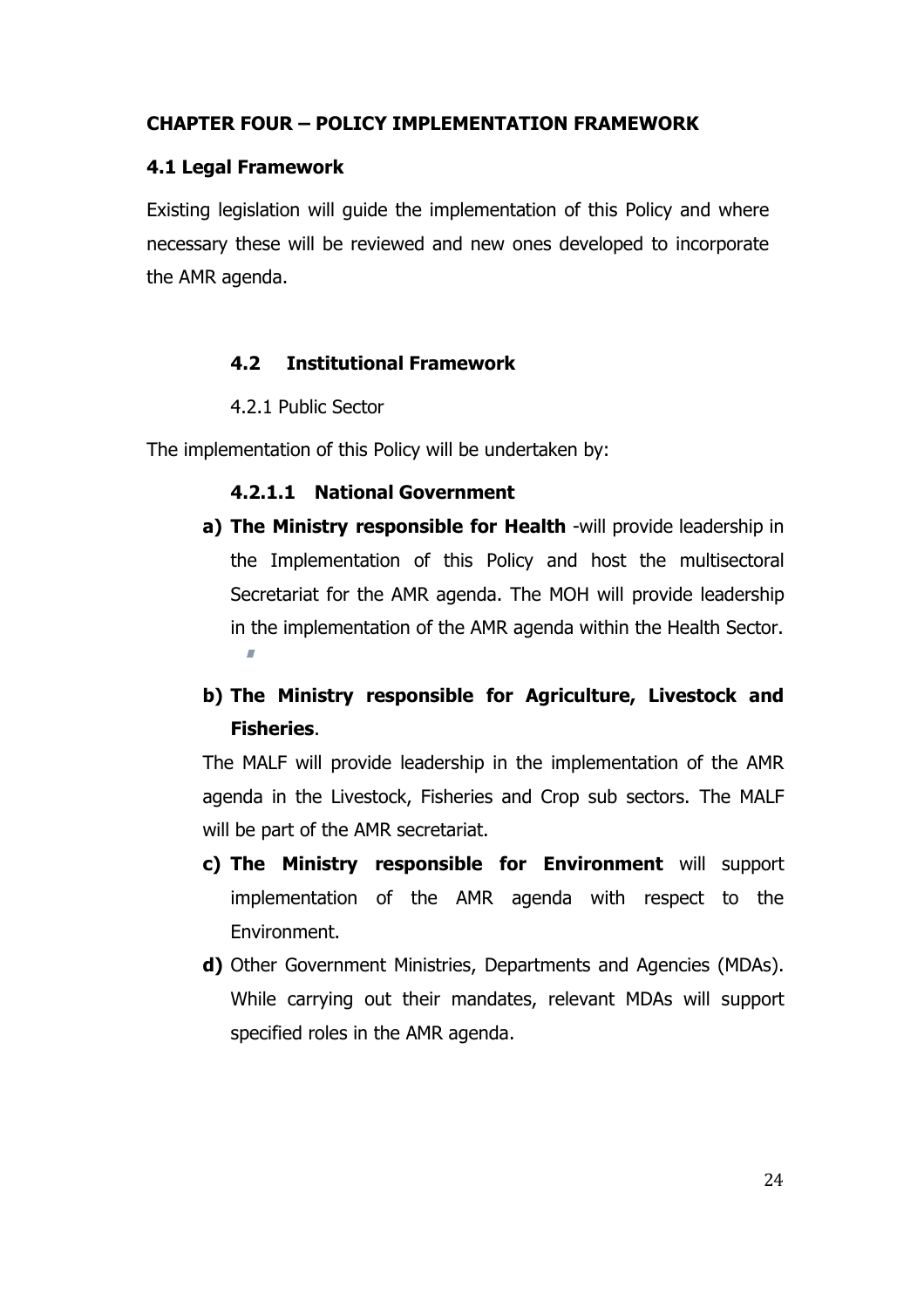## CHAPTER FOUR – POLICY IMPLEMENTATION FRAMEWORK

### 4.1 Legal Framework

Existing legislation will guide the implementation of this Policy and where necessary these will be reviewed and new ones developed to incorporate the AMR agenda.

### 4.2 Institutional Framework

4.2.1 Public Sector

The implementation of this Policy will be undertaken by:

#### 4.2.1.1 National Government

**a) The Ministry responsible for Health** -will provide leadership in the Implementation of this Policy and host the multisectoral Secretariat for the AMR agenda. The MOH will provide leadership in the implementation of the AMR agenda within the Health Sector.

**b) The Ministry responsible for Agriculture, Livestock and Fisheries**.

The MALF will provide leadership in the implementation of the AMR agenda in the Livestock, Fisheries and Crop sub sectors. The MALF will be part of the AMR secretariat.

**c) The Ministry responsible for Environment** will support implementation of the AMR agenda with respect to the Environment.

**d)** Other Government Ministries, Departments and Agencies (MDAs). While carrying out their mandates, relevant MDAs will support specified roles in the AMR agenda.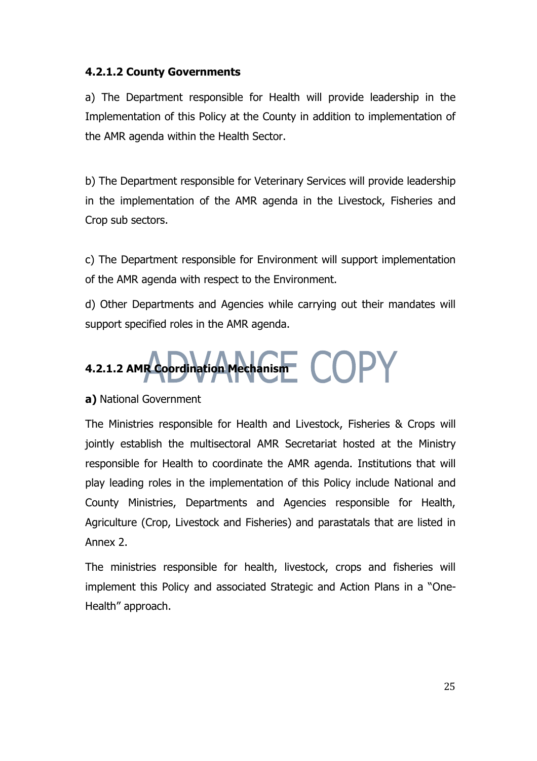#### 4.2.1.2 County Governments

a) The Department responsible for Health will provide leadership in the Implementation of this Policy at the County in addition to implementation of the AMR agenda within the Health Sector.

b) The Department responsible for Veterinary Services will provide leadership in the implementation of the AMR agenda in the Livestock, Fisheries and Crop sub sectors.

c) The Department responsible for Environment will support implementation of the AMR agenda with respect to the Environment.

d) Other Departments and Agencies while carrying out their mandates will support specified roles in the AMR agenda.

#### 4.2.1.2 AMR Coordination Mechanism

**a)** National Government

The Ministries responsible for Health and Livestock, Fisheries & Crops will jointly establish the multisectoral AMR Secretariat hosted at the Ministry responsible for Health to coordinate the AMR agenda. Institutions that will play leading roles in the implementation of this Policy include National and County Ministries, Departments and Agencies responsible for Health, Agriculture (Crop, Livestock and Fisheries) and parastatals that are listed in Annex 2.

The ministries responsible for health, livestock, crops and fisheries will implement this Policy and associated Strategic and Action Plans in a "One-Health" approach.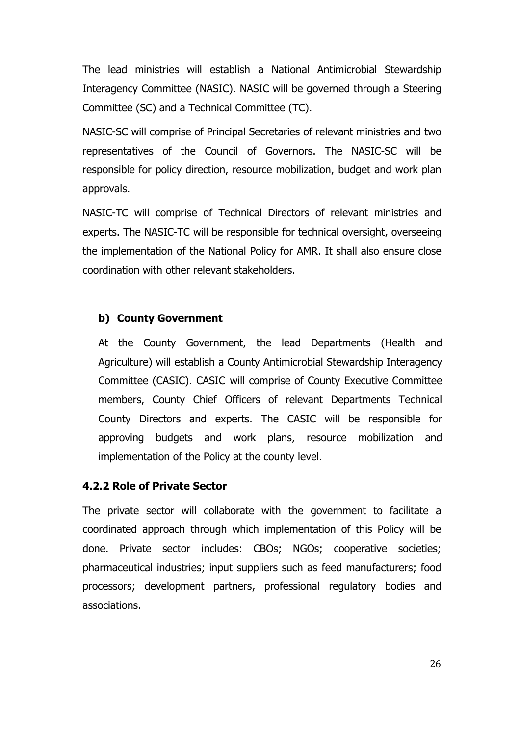The lead ministries will establish a National Antimicrobial Stewardship Interagency Committee (NASIC). NASIC will be governed through a Steering Committee (SC) and a Technical Committee (TC).

NASIC-SC will comprise of Principal Secretaries of relevant ministries and two representatives of the Council of Governors. The NASIC-SC will be responsible for policy direction, resource mobilization, budget and work plan approvals.

NASIC-TC will comprise of Technical Directors of relevant ministries and experts. The NASIC-TC will be responsible for technical oversight, overseeing the implementation of the National Policy for AMR. It shall also ensure close coordination with other relevant stakeholders.

**b) County Government**

At the County Government, the lead Departments (Health and Agriculture) will establish a County Antimicrobial Stewardship Interagency Committee (CASIC). CASIC will comprise of County Executive Committee members, County Chief Officers of relevant Departments Technical County Directors and experts. The CASIC will be responsible for approving budgets and work plans, resource mobilization and implementation of the Policy at the county level.

### 4.2.2 Role of Private Sector

The private sector will collaborate with the government to facilitate a coordinated approach through which implementation of this Policy will be done. Private sector includes: CBOs; NGOs; cooperative societies; pharmaceutical industries; input suppliers such as feed manufacturers; food processors; development partners, professional regulatory bodies and associations.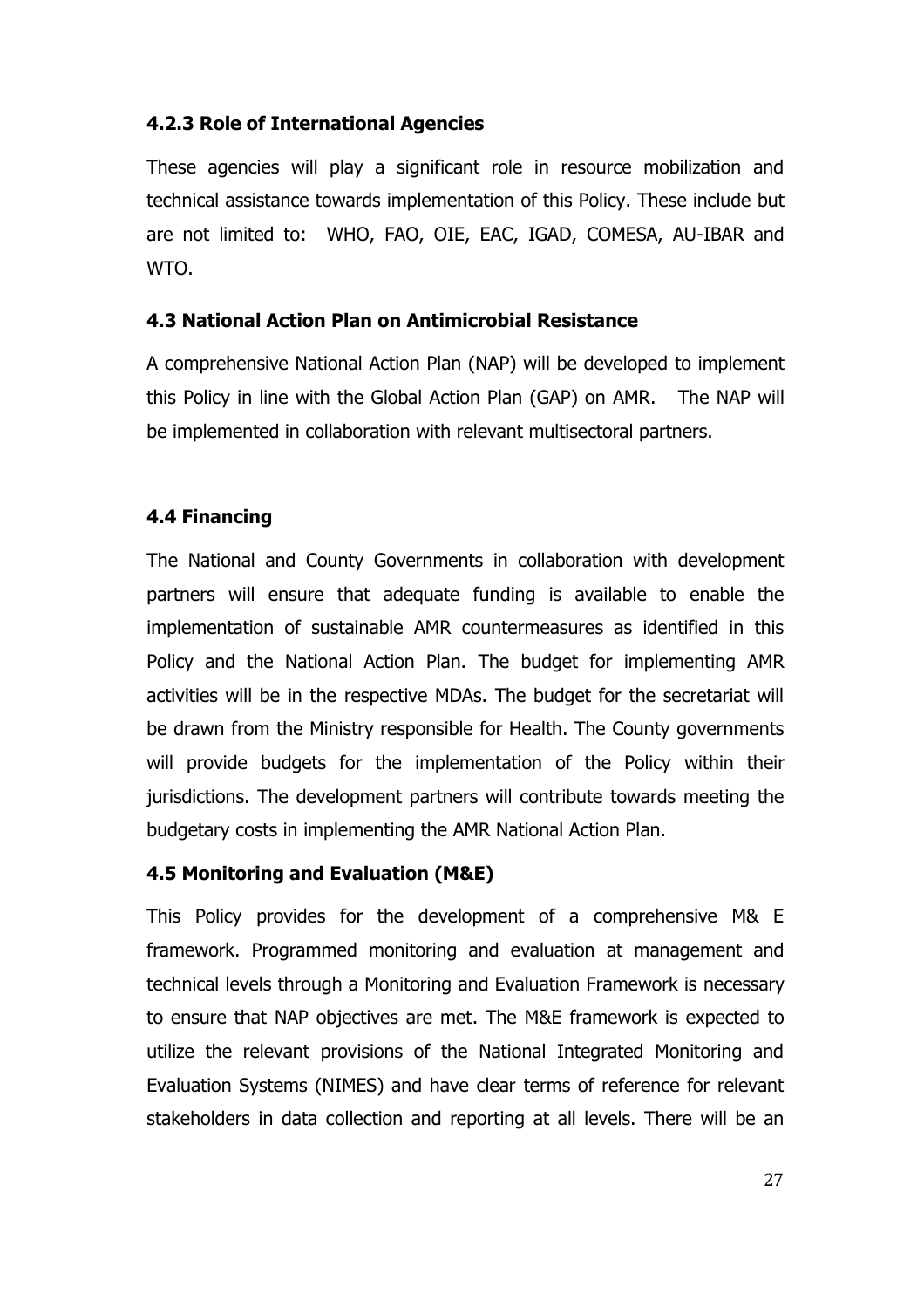### 4.2.3 Role of International Agencies

These agencies will play a significant role in resource mobilization and technical assistance towards implementation of this Policy. These include but are not limited to: WHO, FAO, OIE, EAC, IGAD, COMESA, AU-IBAR and WTO.

## 4.3 National Action Plan on Antimicrobial Resistance

A comprehensive National Action Plan (NAP) will be developed to implement this Policy in line with the Global Action Plan (GAP) on AMR. The NAP will be implemented in collaboration with relevant multisectoral partners.

## 4.4 Financing

The National and County Governments in collaboration with development partners will ensure that adequate funding is available to enable the implementation of sustainable AMR countermeasures as identified in this Policy and the National Action Plan. The budget for implementing AMR activities will be in the respective MDAs. The budget for the secretariat will be drawn from the Ministry responsible for Health. The County governments will provide budgets for the implementation of the Policy within their jurisdictions. The development partners will contribute towards meeting the budgetary costs in implementing the AMR National Action Plan.

## 4.5 Monitoring and Evaluation (M&E)

This Policy provides for the development of a comprehensive M& E framework. Programmed monitoring and evaluation at management and technical levels through a Monitoring and Evaluation Framework is necessary to ensure that NAP objectives are met. The M&E framework is expected to utilize the relevant provisions of the National Integrated Monitoring and Evaluation Systems (NIMES) and have clear terms of reference for relevant stakeholders in data collection and reporting at all levels. There will be an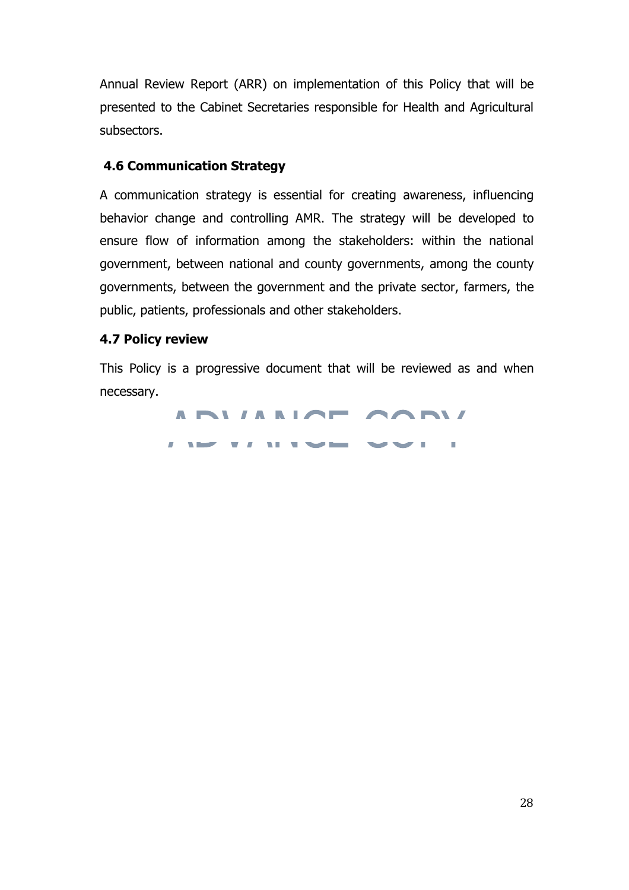Annual Review Report (ARR) on implementation of this Policy that will be presented to the Cabinet Secretaries responsible for Health and Agricultural subsectors.

### 4.6 Communication Strategy

A communication strategy is essential for creating awareness, influencing behavior change and controlling AMR. The strategy will be developed to ensure flow of information among the stakeholders: within the national government, between national and county governments, among the county governments, between the government and the private sector, farmers, the public, patients, professionals and other stakeholders.

### 4.7 Policy review

This Policy is a progressive document that will be reviewed as and when necessary.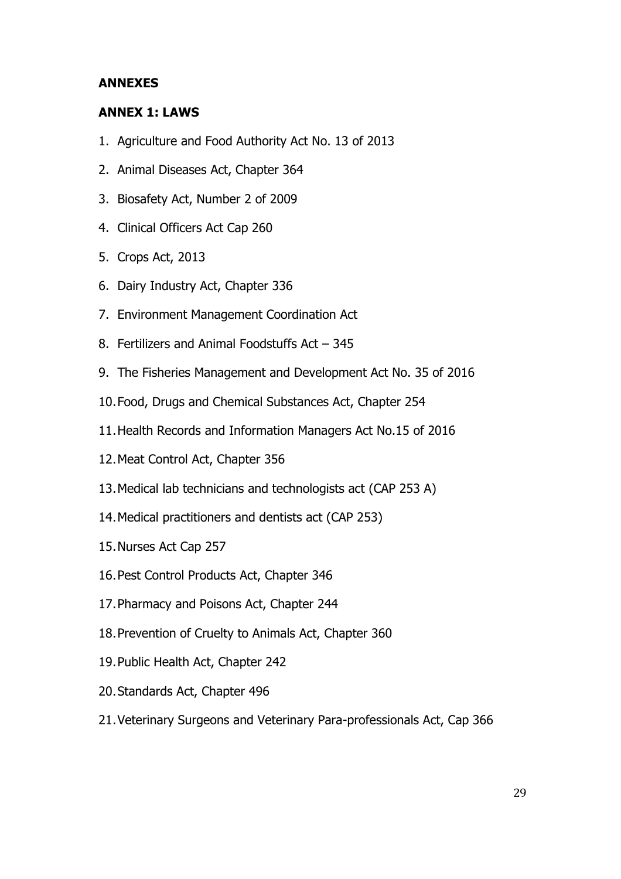## ANNEXES

### ANNEX 1: LAWS

1. Agriculture and Food Authority Act No. 13 of 2013
2. Animal Diseases Act, Chapter 364
3. Biosafety Act, Number 2 of 2009
4. Clinical Officers Act Cap 260
5. Crops Act, 2013
6. Dairy Industry Act, Chapter 336
7. Environment Management Coordination Act
8. Fertilizers and Animal Foodstuffs Act – 345
9. The Fisheries Management and Development Act No. 35 of 2016
10. Food, Drugs and Chemical Substances Act, Chapter 254
11. Health Records and Information Managers Act No.15 of 2016
12. Meat Control Act, Chapter 356
13. Medical lab technicians and technologists act (CAP 253 A)
14. Medical practitioners and dentists act (CAP 253)
15. Nurses Act Cap 257
16. Pest Control Products Act, Chapter 346
17. Pharmacy and Poisons Act, Chapter 244
18. Prevention of Cruelty to Animals Act, Chapter 360
19. Public Health Act, Chapter 242
20. Standards Act, Chapter 496
21. Veterinary Surgeons and Veterinary Para-professionals Act, Cap 366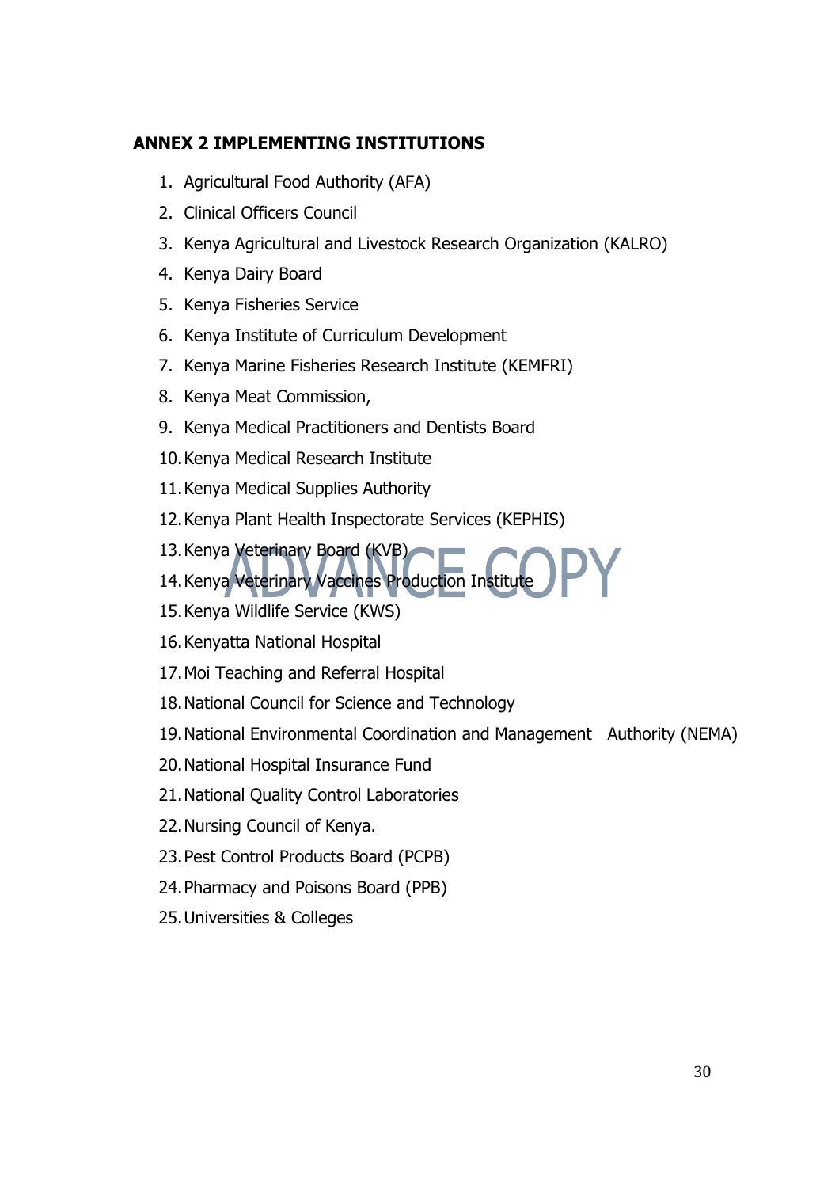**ANNEX 2 IMPLEMENTING INSTITUTIONS**

1. Agricultural Food Authority (AFA)
2. Clinical Officers Council
3. Kenya Agricultural and Livestock Research Organization (KALRO)
4. Kenya Dairy Board
5. Kenya Fisheries Service
6. Kenya Institute of Curriculum Development
7. Kenya Marine Fisheries Research Institute (KEMFRI)
8. Kenya Meat Commission,
9. Kenya Medical Practitioners and Dentists Board
10. Kenya Medical Research Institute
11. Kenya Medical Supplies Authority
12. Kenya Plant Health Inspectorate Services (KEPHIS)
13. Kenya Veterinary Board (KVB)
14. Kenya Veterinary Vaccines Production Institute
15. Kenya Wildlife Service (KWS)
16. Kenyatta National Hospital
17. Moi Teaching and Referral Hospital
18. National Council for Science and Technology
19. National Environmental Coordination and Management Authority (NEMA)
20. National Hospital Insurance Fund
21. National Quality Control Laboratories
22. Nursing Council of Kenya.
23. Pest Control Products Board (PCPB)
24. Pharmacy and Poisons Board (PPB)
25. Universities & Colleges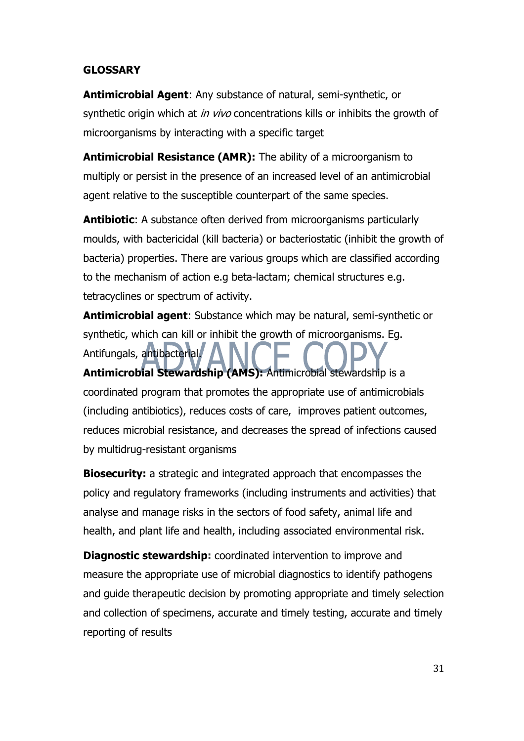## GLOSSARY

**Antimicrobial Agent**: Any substance of natural, semi-synthetic, or synthetic origin which at *in vivo* concentrations kills or inhibits the growth of microorganisms by interacting with a specific target

**Antimicrobial Resistance (AMR):** The ability of a microorganism to multiply or persist in the presence of an increased level of an antimicrobial agent relative to the susceptible counterpart of the same species.

**Antibiotic**: A substance often derived from microorganisms particularly moulds, with bactericidal (kill bacteria) or bacteriostatic (inhibit the growth of bacteria) properties. There are various groups which are classified according to the mechanism of action e.g beta-lactam; chemical structures e.g. tetracyclines or spectrum of activity.

**Antimicrobial agent**: Substance which may be natural, semi-synthetic or synthetic, which can kill or inhibit the growth of microorganisms. Eg. Antifungals, antibacterial.

**Antimicrobial Stewardship (AMS):** Antimicrobial stewardship is a coordinated program that promotes the appropriate use of antimicrobials (including antibiotics), reduces costs of care, improves patient outcomes, reduces microbial resistance, and decreases the spread of infections caused by multidrug-resistant organisms

**Biosecurity:** a strategic and integrated approach that encompasses the policy and regulatory frameworks (including instruments and activities) that analyse and manage risks in the sectors of food safety, animal life and health, and plant life and health, including associated environmental risk.

**Diagnostic stewardship:** coordinated intervention to improve and measure the appropriate use of microbial diagnostics to identify pathogens and guide therapeutic decision by promoting appropriate and timely selection and collection of specimens, accurate and timely testing, accurate and timely reporting of results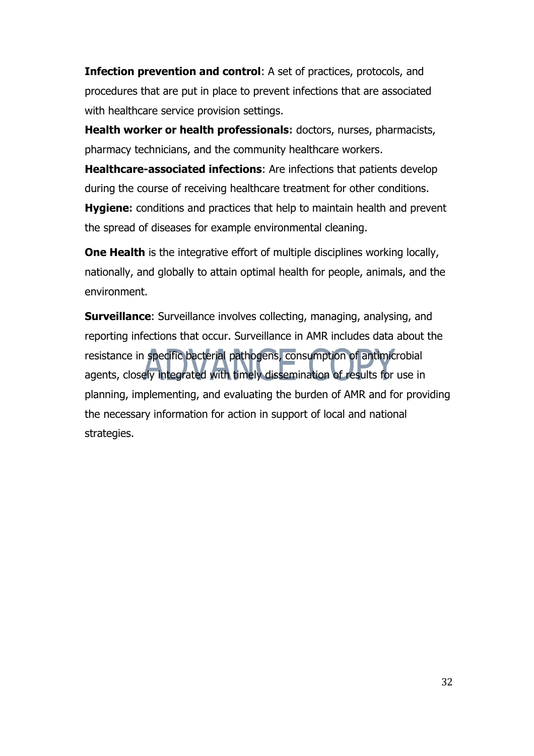**Infection prevention and control**: A set of practices, protocols, and procedures that are put in place to prevent infections that are associated with healthcare service provision settings.

**Health worker or health professionals:** doctors, nurses, pharmacists, pharmacy technicians, and the community healthcare workers.

**Healthcare-associated infections**: Are infections that patients develop during the course of receiving healthcare treatment for other conditions.

**Hygiene:** conditions and practices that help to maintain health and prevent the spread of diseases for example environmental cleaning.

**One Health** is the integrative effort of multiple disciplines working locally, nationally, and globally to attain optimal health for people, animals, and the environment.

**Surveillance**: Surveillance involves collecting, managing, analysing, and reporting infections that occur. Surveillance in AMR includes data about the resistance in specific bacterial pathogens, consumption of antimicrobial agents, closely integrated with timely dissemination of results for use in planning, implementing, and evaluating the burden of AMR and for providing the necessary information for action in support of local and national strategies.